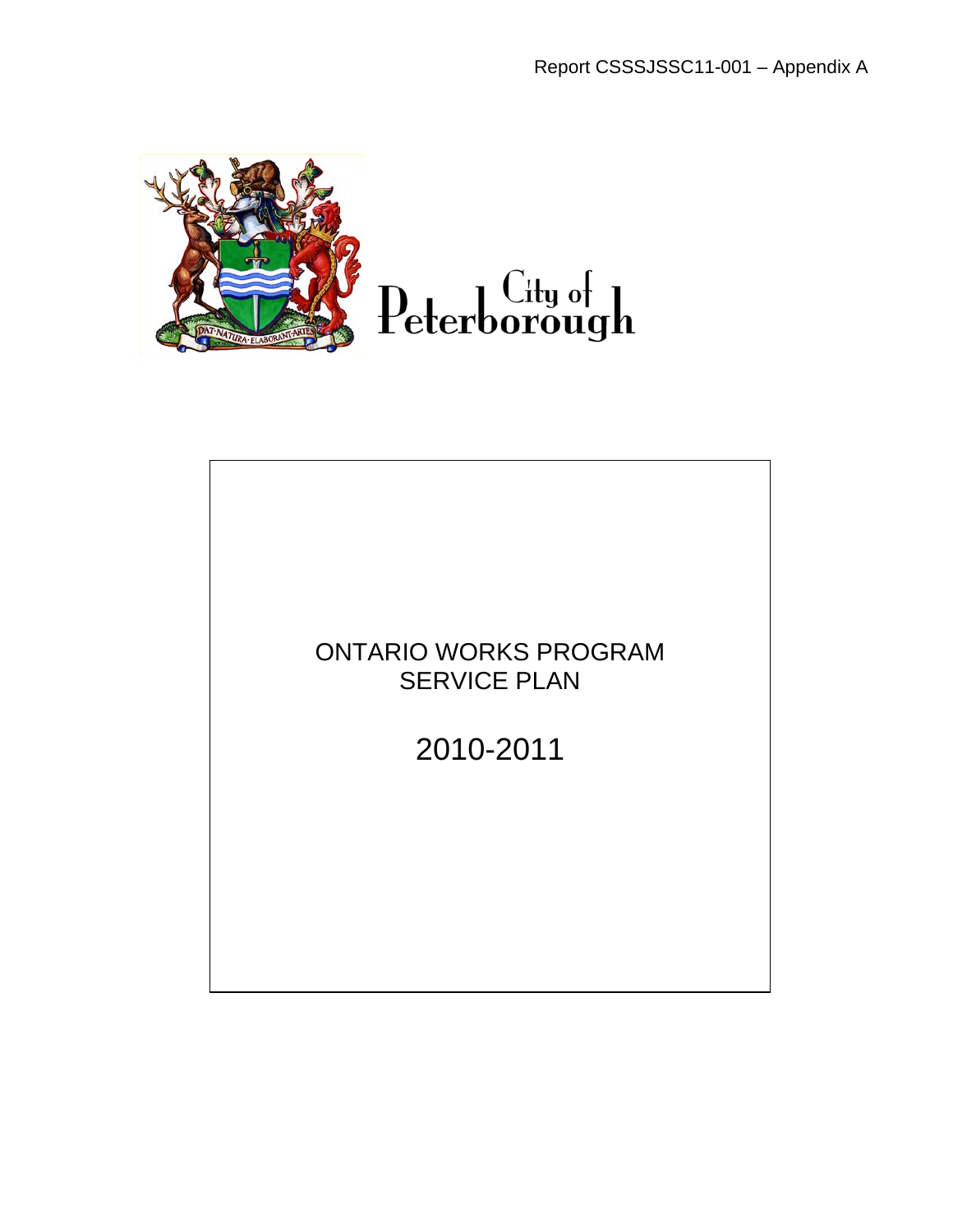Report CSSSJSSC11-001 – Appendix A

City of Peterborough

# ONTARIO WORKS PROGRAM SERVICE PLAN

## 2010-2011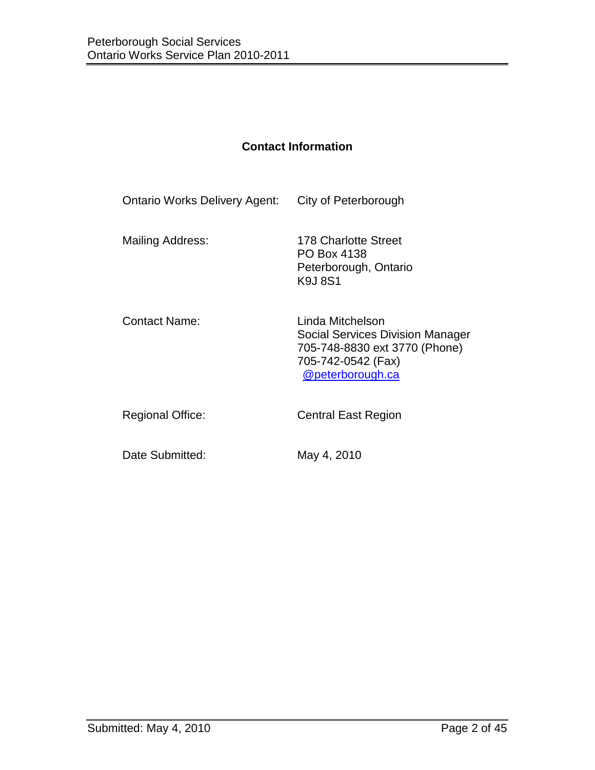## Contact Information

| | |
|---|---|
| Ontario Works Delivery Agent: | City of Peterborough |
| Mailing Address: | 178 Charlotte Street<br>PO Box 4138<br>Peterborough, Ontario<br>K9J 8S1 |
| Contact Name: | Linda Mitchelson<br>Social Services Division Manager<br>705-748-8830 ext 3770 (Phone)<br>705-742-0542 (Fax)<br>@peterborough.ca |
| Regional Office: | Central East Region |
| Date Submitted: | May 4, 2010 |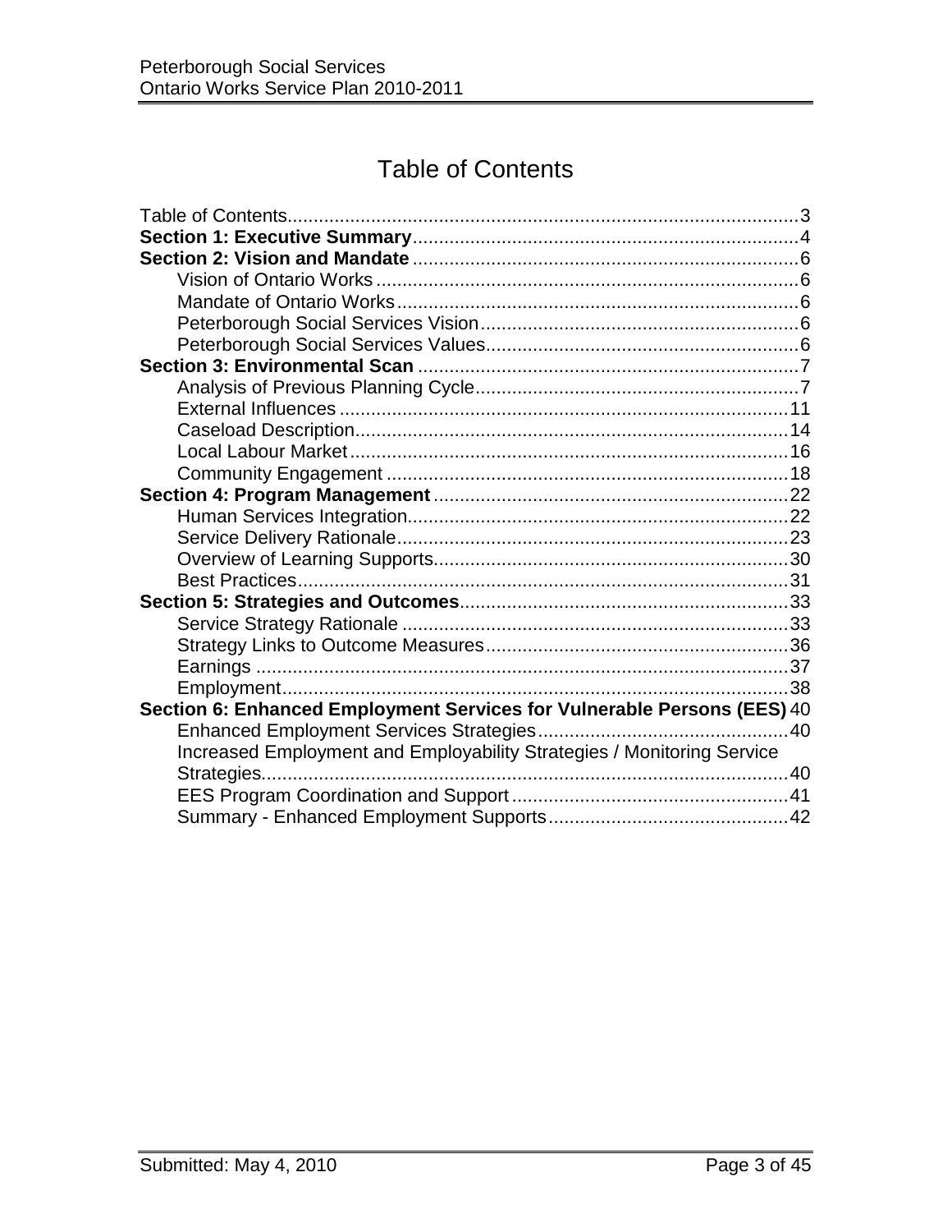# Table of Contents

Table of Contents........................................................................................................3
**Section 1: Executive Summary**..................................................................................4
**Section 2: Vision and Mandate**..................................................................................6
- Vision of Ontario Works..........................................................................................6
- Mandate of Ontario Works.......................................................................................6
- Peterborough Social Services Vision.......................................................................6
- Peterborough Social Services Values......................................................................6

**Section 3: Environmental Scan**..................................................................................7
- Analysis of Previous Planning Cycle........................................................................7
- External Influences................................................................................................11
- Caseload Description.............................................................................................14
- Local Labour Market...............................................................................................16
- Community Engagement........................................................................................18

**Section 4: Program Management**..............................................................................22
- Human Services Integration....................................................................................22
- Service Delivery Rationale.......................................................................................23
- Overview of Learning Supports................................................................................30
- Best Practices.........................................................................................................31

**Section 5: Strategies and Outcomes**..........................................................................33
- Service Strategy Rationale......................................................................................33
- Strategy Links to Outcome Measures.....................................................................36
- Earnings.................................................................................................................37
- Employment...........................................................................................................38

**Section 6: Enhanced Employment Services for Vulnerable Persons (EES)** 40
- Enhanced Employment Services Strategies............................................................40
- Increased Employment and Employability Strategies / Monitoring Service Strategies.................................................................................................................40
- EES Program Coordination and Support.................................................................41
- Summary - Enhanced Employment Supports..........................................................42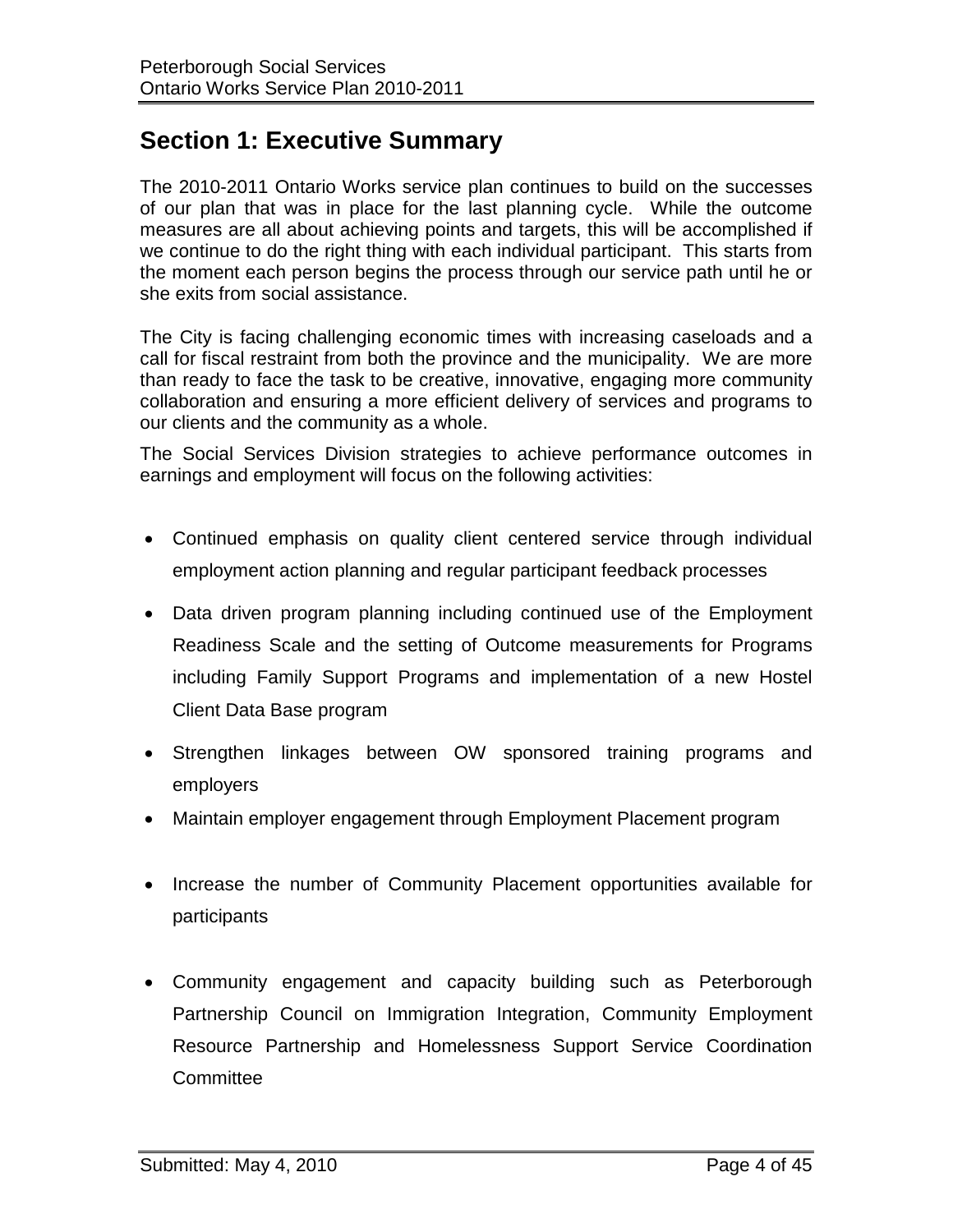# Section 1: Executive Summary

The 2010-2011 Ontario Works service plan continues to build on the successes of our plan that was in place for the last planning cycle. While the outcome measures are all about achieving points and targets, this will be accomplished if we continue to do the right thing with each individual participant. This starts from the moment each person begins the process through our service path until he or she exits from social assistance.

The City is facing challenging economic times with increasing caseloads and a call for fiscal restraint from both the province and the municipality. We are more than ready to face the task to be creative, innovative, engaging more community collaboration and ensuring a more efficient delivery of services and programs to our clients and the community as a whole.

The Social Services Division strategies to achieve performance outcomes in earnings and employment will focus on the following activities:

- Continued emphasis on quality client centered service through individual employment action planning and regular participant feedback processes
- Data driven program planning including continued use of the Employment Readiness Scale and the setting of Outcome measurements for Programs including Family Support Programs and implementation of a new Hostel Client Data Base program
- Strengthen linkages between OW sponsored training programs and employers
- Maintain employer engagement through Employment Placement program
- Increase the number of Community Placement opportunities available for participants
- Community engagement and capacity building such as Peterborough Partnership Council on Immigration Integration, Community Employment Resource Partnership and Homelessness Support Service Coordination Committee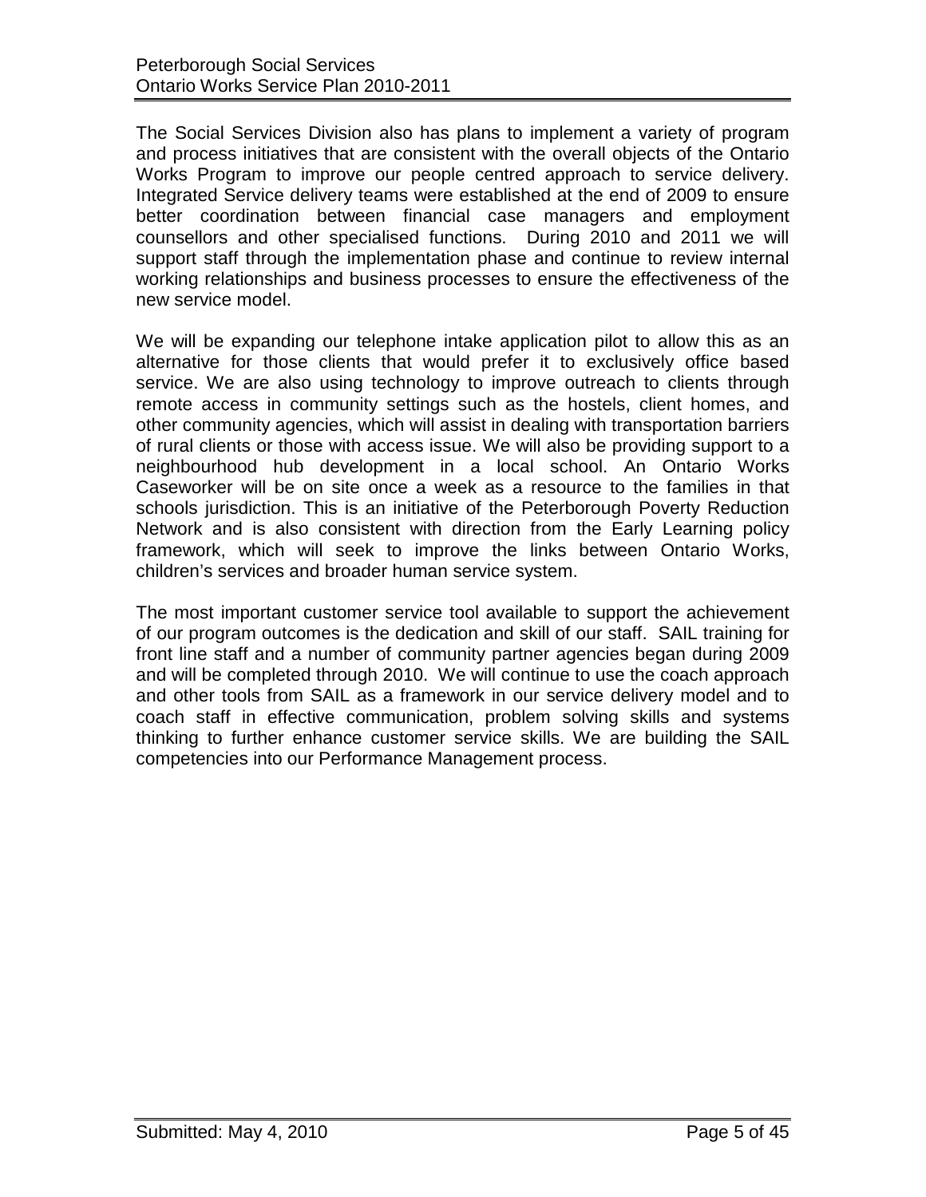The Social Services Division also has plans to implement a variety of program and process initiatives that are consistent with the overall objects of the Ontario Works Program to improve our people centred approach to service delivery. Integrated Service delivery teams were established at the end of 2009 to ensure better coordination between financial case managers and employment counsellors and other specialised functions. During 2010 and 2011 we will support staff through the implementation phase and continue to review internal working relationships and business processes to ensure the effectiveness of the new service model.

We will be expanding our telephone intake application pilot to allow this as an alternative for those clients that would prefer it to exclusively office based service. We are also using technology to improve outreach to clients through remote access in community settings such as the hostels, client homes, and other community agencies, which will assist in dealing with transportation barriers of rural clients or those with access issue. We will also be providing support to a neighbourhood hub development in a local school. An Ontario Works Caseworker will be on site once a week as a resource to the families in that schools jurisdiction. This is an initiative of the Peterborough Poverty Reduction Network and is also consistent with direction from the Early Learning policy framework, which will seek to improve the links between Ontario Works, children's services and broader human service system.

The most important customer service tool available to support the achievement of our program outcomes is the dedication and skill of our staff. SAIL training for front line staff and a number of community partner agencies began during 2009 and will be completed through 2010. We will continue to use the coach approach and other tools from SAIL as a framework in our service delivery model and to coach staff in effective communication, problem solving skills and systems thinking to further enhance customer service skills. We are building the SAIL competencies into our Performance Management process.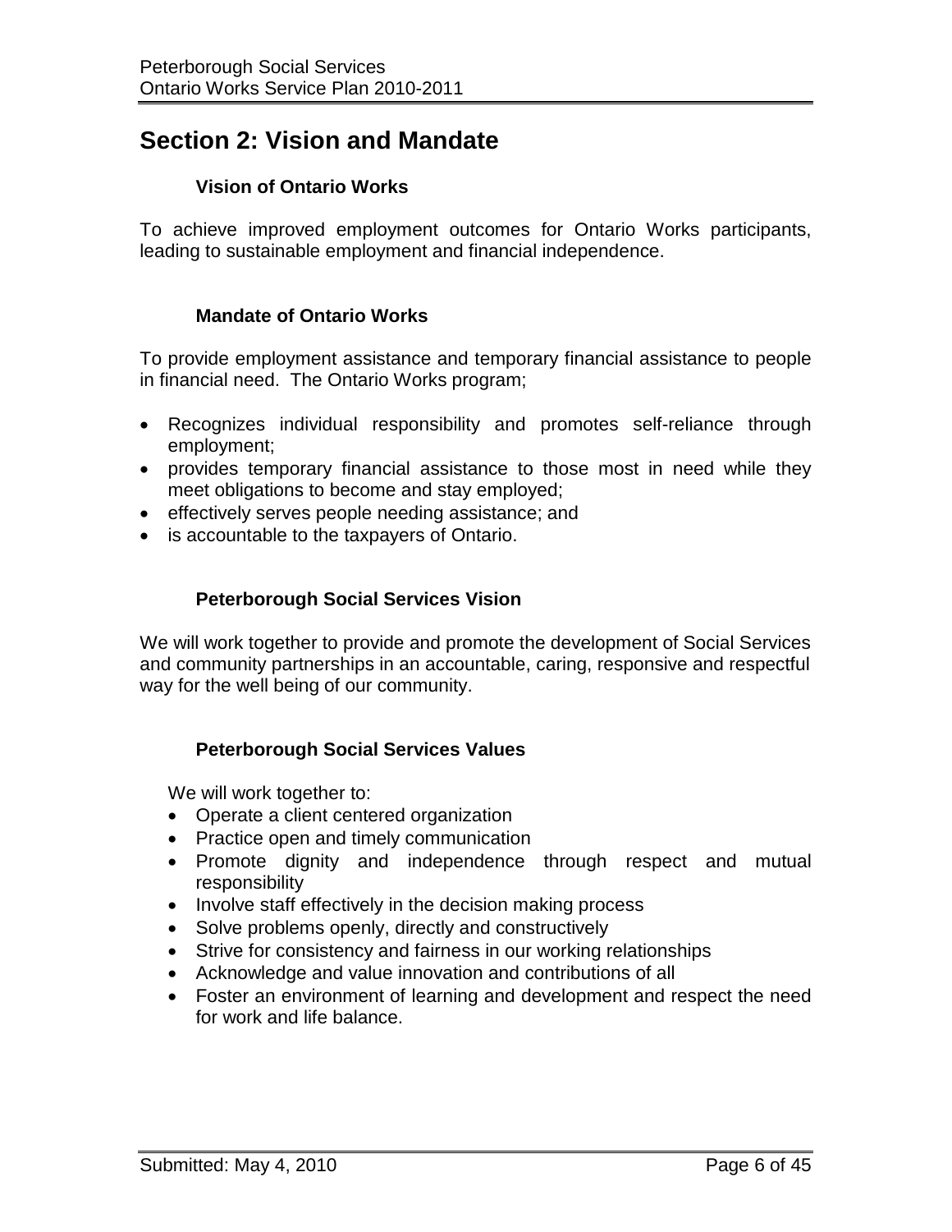## Section 2: Vision and Mandate

### Vision of Ontario Works

To achieve improved employment outcomes for Ontario Works participants, leading to sustainable employment and financial independence.

### Mandate of Ontario Works

To provide employment assistance and temporary financial assistance to people in financial need. The Ontario Works program;

- Recognizes individual responsibility and promotes self-reliance through employment;
- provides temporary financial assistance to those most in need while they meet obligations to become and stay employed;
- effectively serves people needing assistance; and
- is accountable to the taxpayers of Ontario.

### Peterborough Social Services Vision

We will work together to provide and promote the development of Social Services and community partnerships in an accountable, caring, responsive and respectful way for the well being of our community.

### Peterborough Social Services Values

We will work together to:

- Operate a client centered organization
- Practice open and timely communication
- Promote dignity and independence through respect and mutual responsibility
- Involve staff effectively in the decision making process
- Solve problems openly, directly and constructively
- Strive for consistency and fairness in our working relationships
- Acknowledge and value innovation and contributions of all
- Foster an environment of learning and development and respect the need for work and life balance.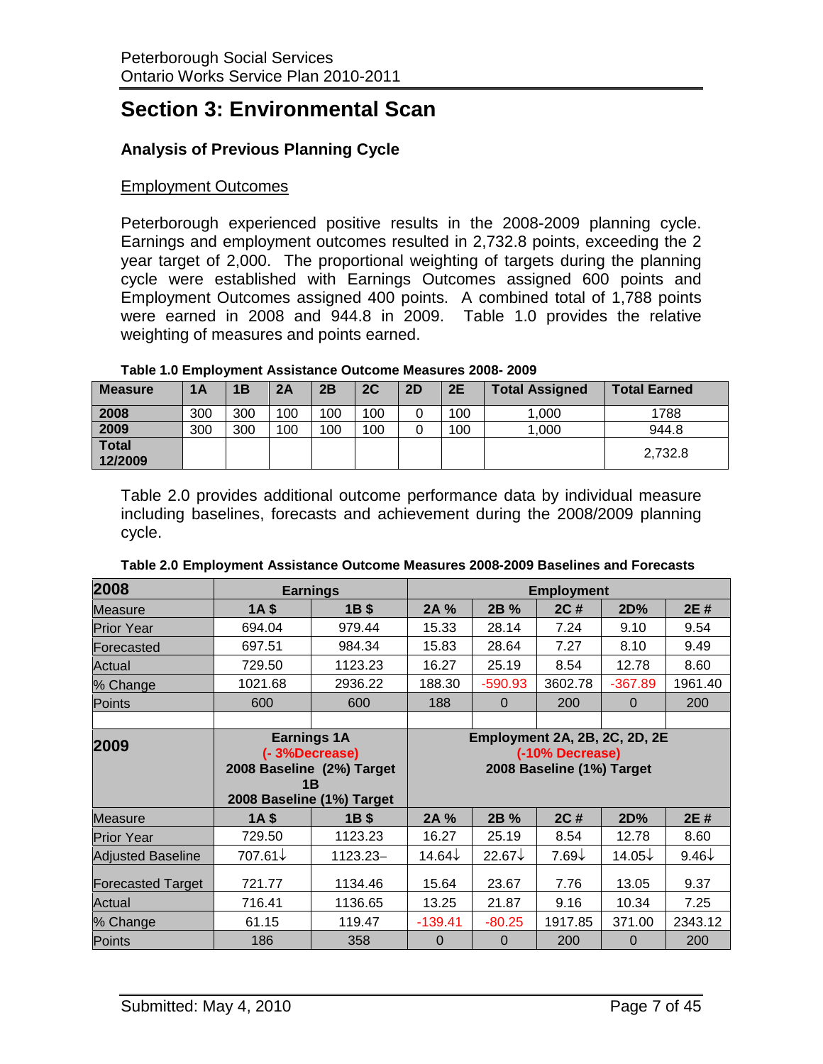# Section 3: Environmental Scan

## Analysis of Previous Planning Cycle

### Employment Outcomes

Peterborough experienced positive results in the 2008-2009 planning cycle. Earnings and employment outcomes resulted in 2,732.8 points, exceeding the 2 year target of 2,000. The proportional weighting of targets during the planning cycle were established with Earnings Outcomes assigned 600 points and Employment Outcomes assigned 400 points. A combined total of 1,788 points were earned in 2008 and 944.8 in 2009. Table 1.0 provides the relative weighting of measures and points earned.

**Table 1.0 Employment Assistance Outcome Measures 2008- 2009**

| Measure | 1A | 1B | 2A | 2B | 2C | 2D | 2E | Total Assigned | Total Earned |
|---|---|---|---|---|---|---|---|---|---|
| **2008** | 300 | 300 | 100 | 100 | 100 | 0 | 100 | 1,000 | 1788 |
| **2009** | 300 | 300 | 100 | 100 | 100 | 0 | 100 | 1,000 | 944.8 |
| **Total 12/2009** | | | | | | | | | 2,732.8 |

Table 2.0 provides additional outcome performance data by individual measure including baselines, forecasts and achievement during the 2008/2009 planning cycle.

**Table 2.0 Employment Assistance Outcome Measures 2008-2009 Baselines and Forecasts**

| **2008** | **Earnings** | | **Employment** | | | | |
|---|---|---|---|---|---|---|---|
| Measure | **1A $** | **1B $** | **2A %** | **2B %** | **2C #** | **2D%** | **2E #** |
| Prior Year | 694.04 | 979.44 | 15.33 | 28.14 | 7.24 | 9.10 | 9.54 |
| Forecasted | 697.51 | 984.34 | 15.83 | 28.64 | 7.27 | 8.10 | 9.49 |
| Actual | 729.50 | 1123.23 | 16.27 | 25.19 | 8.54 | 12.78 | 8.60 |
| % Change | 1021.68 | 2936.22 | 188.30 | -590.93 | 3602.78 | -367.89 | 1961.40 |
| Points | 600 | 600 | 188 | 0 | 200 | 0 | 200 |
| | | | | | | | |
| **2009** | **Earnings 1A (- 3%Decrease) 2008 Baseline (2%) Target 1B 2008 Baseline (1%) Target** | | **Employment 2A, 2B, 2C, 2D, 2E (-10% Decrease) 2008 Baseline (1%) Target** | | | | |
| Measure | **1A $** | **1B $** | **2A %** | **2B %** | **2C #** | **2D%** | **2E #** |
| Prior Year | 729.50 | 1123.23 | 16.27 | 25.19 | 8.54 | 12.78 | 8.60 |
| Adjusted Baseline | 707.61↓ | 1123.23– | 14.64↓ | 22.67↓ | 7.69↓ | 14.05↓ | 9.46↓ |
| Forecasted Target | 721.77 | 1134.46 | 15.64 | 23.67 | 7.76 | 13.05 | 9.37 |
| Actual | 716.41 | 1136.65 | 13.25 | 21.87 | 9.16 | 10.34 | 7.25 |
| % Change | 61.15 | 119.47 | -139.41 | -80.25 | 1917.85 | 371.00 | 2343.12 |
| Points | 186 | 358 | 0 | 0 | 200 | 0 | 200 |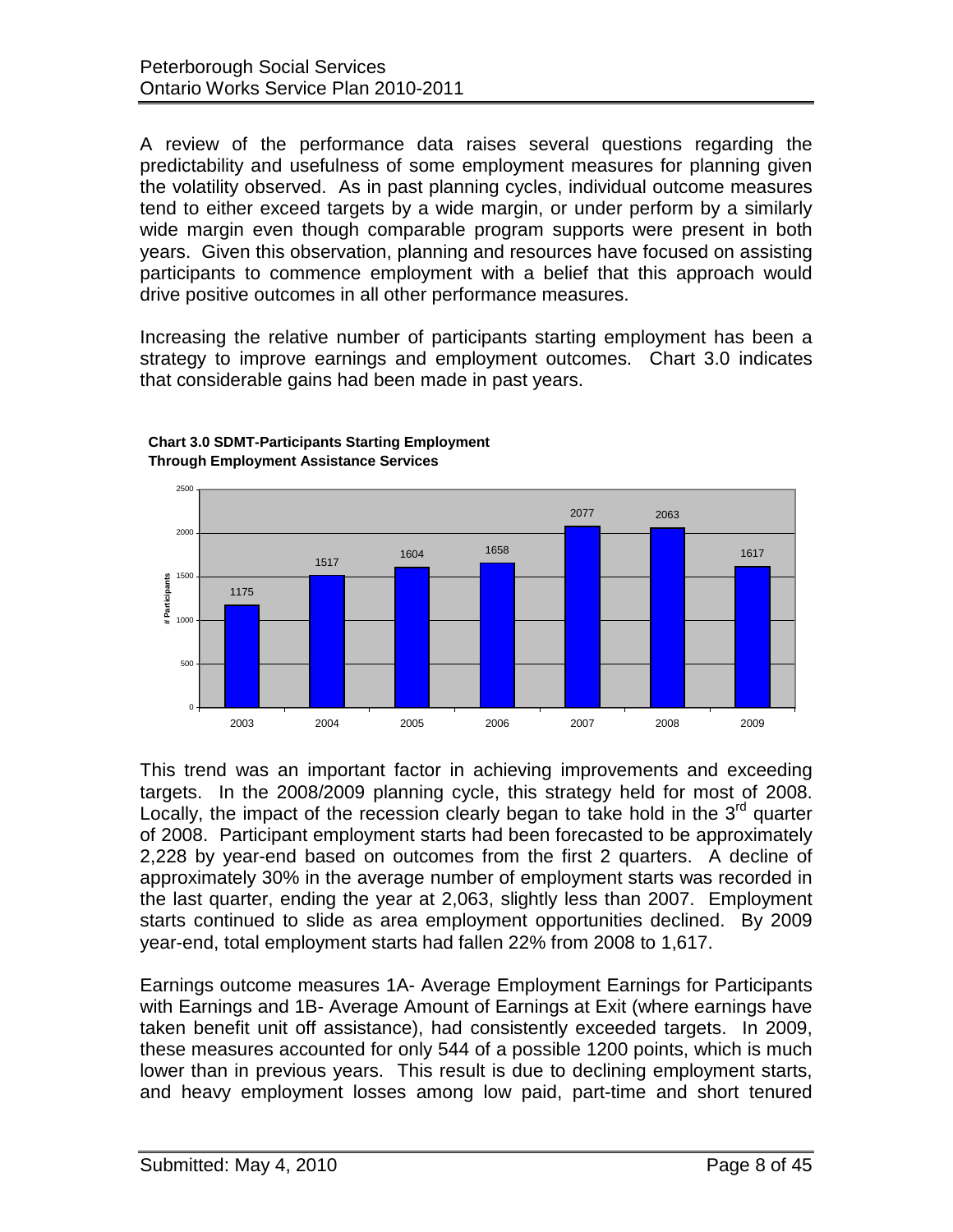A review of the performance data raises several questions regarding the predictability and usefulness of some employment measures for planning given the volatility observed. As in past planning cycles, individual outcome measures tend to either exceed targets by a wide margin, or under perform by a similarly wide margin even though comparable program supports were present in both years. Given this observation, planning and resources have focused on assisting participants to commence employment with a belief that this approach would drive positive outcomes in all other performance measures.

Increasing the relative number of participants starting employment has been a strategy to improve earnings and employment outcomes. Chart 3.0 indicates that considerable gains had been made in past years.

**Chart 3.0 SDMT-Participants Starting Employment Through Employment Assistance Services**

| Year | # Participants |
|---|---|
| 2003 | 1175 |
| 2004 | 1517 |
| 2005 | 1604 |
| 2006 | 1658 |
| 2007 | 2077 |
| 2008 | 2063 |
| 2009 | 1617 |

This trend was an important factor in achieving improvements and exceeding targets. In the 2008/2009 planning cycle, this strategy held for most of 2008. Locally, the impact of the recession clearly began to take hold in the 3rd quarter of 2008. Participant employment starts had been forecasted to be approximately 2,228 by year-end based on outcomes from the first 2 quarters. A decline of approximately 30% in the average number of employment starts was recorded in the last quarter, ending the year at 2,063, slightly less than 2007. Employment starts continued to slide as area employment opportunities declined. By 2009 year-end, total employment starts had fallen 22% from 2008 to 1,617.

Earnings outcome measures 1A- Average Employment Earnings for Participants with Earnings and 1B- Average Amount of Earnings at Exit (where earnings have taken benefit unit off assistance), had consistently exceeded targets. In 2009, these measures accounted for only 544 of a possible 1200 points, which is much lower than in previous years. This result is due to declining employment starts, and heavy employment losses among low paid, part-time and short tenured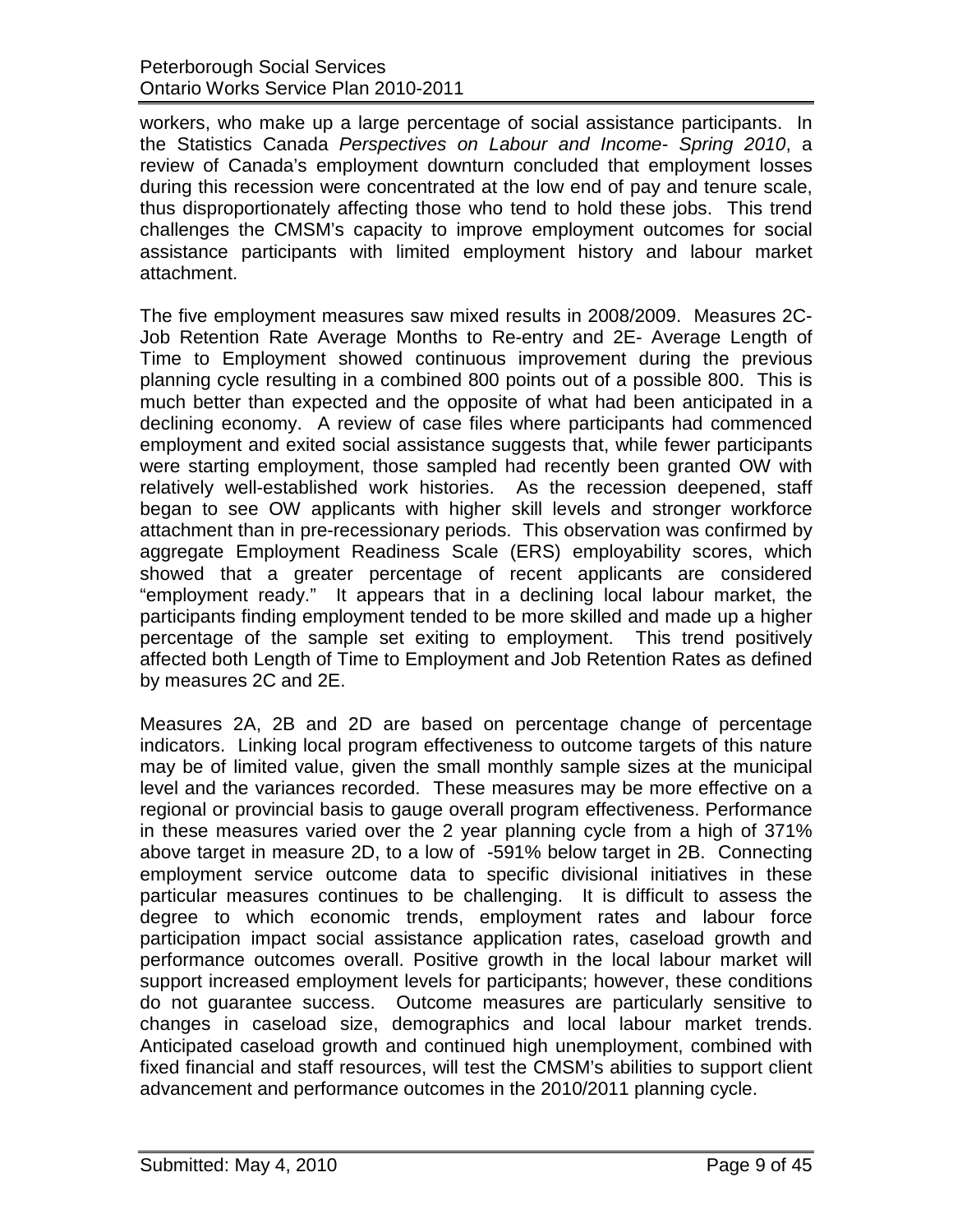workers, who make up a large percentage of social assistance participants. In the Statistics Canada *Perspectives on Labour and Income- Spring 2010*, a review of Canada's employment downturn concluded that employment losses during this recession were concentrated at the low end of pay and tenure scale, thus disproportionately affecting those who tend to hold these jobs. This trend challenges the CMSM's capacity to improve employment outcomes for social assistance participants with limited employment history and labour market attachment.

The five employment measures saw mixed results in 2008/2009. Measures 2C- Job Retention Rate Average Months to Re-entry and 2E- Average Length of Time to Employment showed continuous improvement during the previous planning cycle resulting in a combined 800 points out of a possible 800. This is much better than expected and the opposite of what had been anticipated in a declining economy. A review of case files where participants had commenced employment and exited social assistance suggests that, while fewer participants were starting employment, those sampled had recently been granted OW with relatively well-established work histories. As the recession deepened, staff began to see OW applicants with higher skill levels and stronger workforce attachment than in pre-recessionary periods. This observation was confirmed by aggregate Employment Readiness Scale (ERS) employability scores, which showed that a greater percentage of recent applicants are considered "employment ready." It appears that in a declining local labour market, the participants finding employment tended to be more skilled and made up a higher percentage of the sample set exiting to employment. This trend positively affected both Length of Time to Employment and Job Retention Rates as defined by measures 2C and 2E.

Measures 2A, 2B and 2D are based on percentage change of percentage indicators. Linking local program effectiveness to outcome targets of this nature may be of limited value, given the small monthly sample sizes at the municipal level and the variances recorded. These measures may be more effective on a regional or provincial basis to gauge overall program effectiveness. Performance in these measures varied over the 2 year planning cycle from a high of 371% above target in measure 2D, to a low of -591% below target in 2B. Connecting employment service outcome data to specific divisional initiatives in these particular measures continues to be challenging. It is difficult to assess the degree to which economic trends, employment rates and labour force participation impact social assistance application rates, caseload growth and performance outcomes overall. Positive growth in the local labour market will support increased employment levels for participants; however, these conditions do not guarantee success. Outcome measures are particularly sensitive to changes in caseload size, demographics and local labour market trends. Anticipated caseload growth and continued high unemployment, combined with fixed financial and staff resources, will test the CMSM's abilities to support client advancement and performance outcomes in the 2010/2011 planning cycle.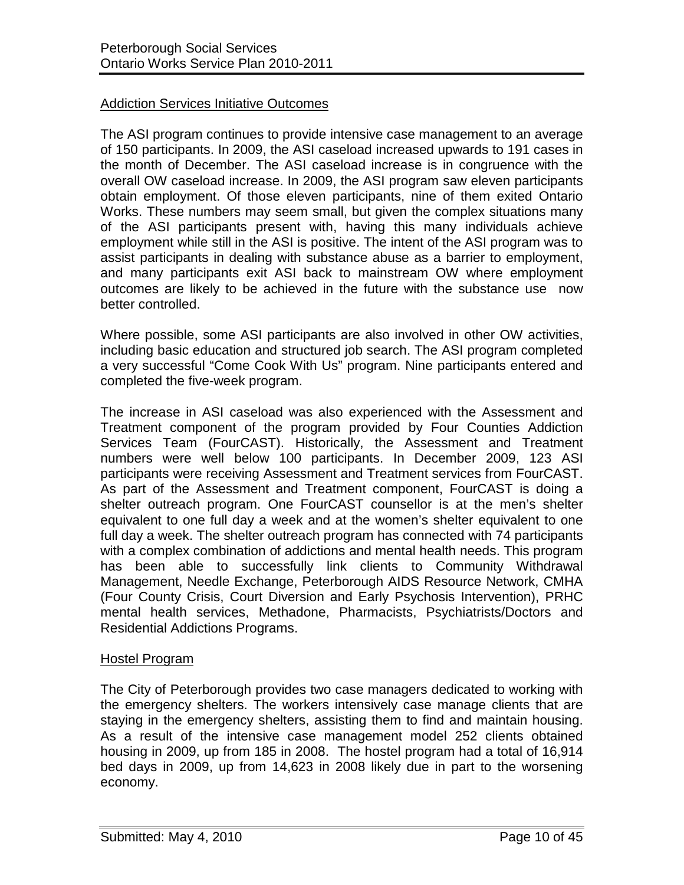## Addiction Services Initiative Outcomes

The ASI program continues to provide intensive case management to an average of 150 participants. In 2009, the ASI caseload increased upwards to 191 cases in the month of December. The ASI caseload increase is in congruence with the overall OW caseload increase. In 2009, the ASI program saw eleven participants obtain employment. Of those eleven participants, nine of them exited Ontario Works. These numbers may seem small, but given the complex situations many of the ASI participants present with, having this many individuals achieve employment while still in the ASI is positive. The intent of the ASI program was to assist participants in dealing with substance abuse as a barrier to employment, and many participants exit ASI back to mainstream OW where employment outcomes are likely to be achieved in the future with the substance use now better controlled.

Where possible, some ASI participants are also involved in other OW activities, including basic education and structured job search. The ASI program completed a very successful "Come Cook With Us" program. Nine participants entered and completed the five-week program.

The increase in ASI caseload was also experienced with the Assessment and Treatment component of the program provided by Four Counties Addiction Services Team (FourCAST). Historically, the Assessment and Treatment numbers were well below 100 participants. In December 2009, 123 ASI participants were receiving Assessment and Treatment services from FourCAST. As part of the Assessment and Treatment component, FourCAST is doing a shelter outreach program. One FourCAST counsellor is at the men's shelter equivalent to one full day a week and at the women's shelter equivalent to one full day a week. The shelter outreach program has connected with 74 participants with a complex combination of addictions and mental health needs. This program has been able to successfully link clients to Community Withdrawal Management, Needle Exchange, Peterborough AIDS Resource Network, CMHA (Four County Crisis, Court Diversion and Early Psychosis Intervention), PRHC mental health services, Methadone, Pharmacists, Psychiatrists/Doctors and Residential Addictions Programs.

## Hostel Program

The City of Peterborough provides two case managers dedicated to working with the emergency shelters. The workers intensively case manage clients that are staying in the emergency shelters, assisting them to find and maintain housing. As a result of the intensive case management model 252 clients obtained housing in 2009, up from 185 in 2008. The hostel program had a total of 16,914 bed days in 2009, up from 14,623 in 2008 likely due in part to the worsening economy.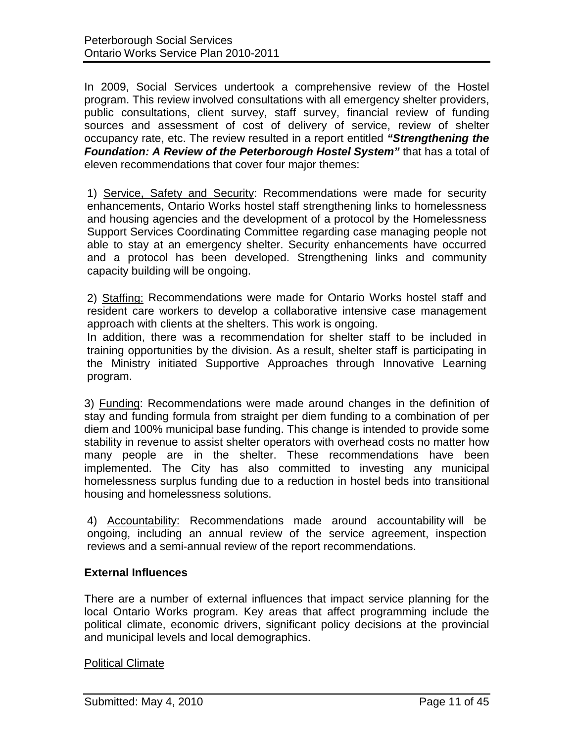In 2009, Social Services undertook a comprehensive review of the Hostel program. This review involved consultations with all emergency shelter providers, public consultations, client survey, staff survey, financial review of funding sources and assessment of cost of delivery of service, review of shelter occupancy rate, etc. The review resulted in a report entitled ***"Strengthening the Foundation: A Review of the Peterborough Hostel System"*** that has a total of eleven recommendations that cover four major themes:

1) Service, Safety and Security: Recommendations were made for security enhancements, Ontario Works hostel staff strengthening links to homelessness and housing agencies and the development of a protocol by the Homelessness Support Services Coordinating Committee regarding case managing people not able to stay at an emergency shelter. Security enhancements have occurred and a protocol has been developed. Strengthening links and community capacity building will be ongoing.

2) Staffing: Recommendations were made for Ontario Works hostel staff and resident care workers to develop a collaborative intensive case management approach with clients at the shelters. This work is ongoing.
In addition, there was a recommendation for shelter staff to be included in training opportunities by the division. As a result, shelter staff is participating in the Ministry initiated Supportive Approaches through Innovative Learning program.

3) Funding: Recommendations were made around changes in the definition of stay and funding formula from straight per diem funding to a combination of per diem and 100% municipal base funding. This change is intended to provide some stability in revenue to assist shelter operators with overhead costs no matter how many people are in the shelter. These recommendations have been implemented. The City has also committed to investing any municipal homelessness surplus funding due to a reduction in hostel beds into transitional housing and homelessness solutions.

4) Accountability: Recommendations made around accountability will be ongoing, including an annual review of the service agreement, inspection reviews and a semi-annual review of the report recommendations.

### External Influences

There are a number of external influences that impact service planning for the local Ontario Works program. Key areas that affect programming include the political climate, economic drivers, significant policy decisions at the provincial and municipal levels and local demographics.

#### Political Climate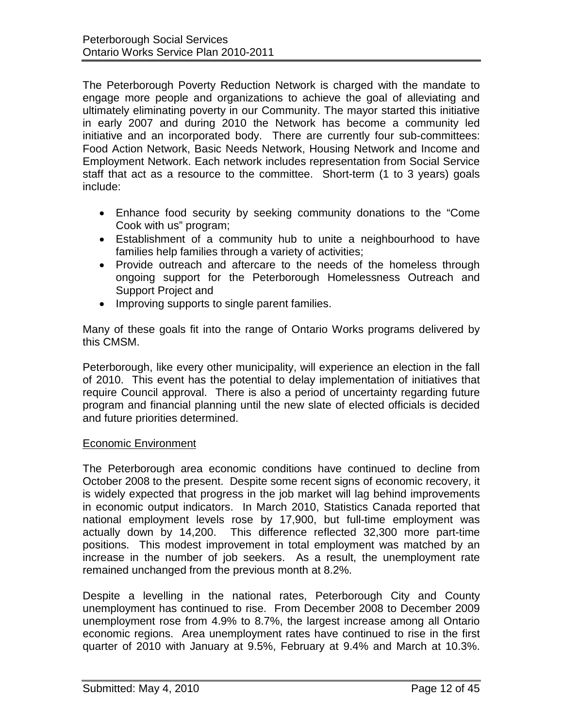The Peterborough Poverty Reduction Network is charged with the mandate to engage more people and organizations to achieve the goal of alleviating and ultimately eliminating poverty in our Community. The mayor started this initiative in early 2007 and during 2010 the Network has become a community led initiative and an incorporated body. There are currently four sub-committees: Food Action Network, Basic Needs Network, Housing Network and Income and Employment Network. Each network includes representation from Social Service staff that act as a resource to the committee. Short-term (1 to 3 years) goals include:

- Enhance food security by seeking community donations to the "Come Cook with us" program;
- Establishment of a community hub to unite a neighbourhood to have families help families through a variety of activities;
- Provide outreach and aftercare to the needs of the homeless through ongoing support for the Peterborough Homelessness Outreach and Support Project and
- Improving supports to single parent families.

Many of these goals fit into the range of Ontario Works programs delivered by this CMSM.

Peterborough, like every other municipality, will experience an election in the fall of 2010. This event has the potential to delay implementation of initiatives that require Council approval. There is also a period of uncertainty regarding future program and financial planning until the new slate of elected officials is decided and future priorities determined.

## Economic Environment

The Peterborough area economic conditions have continued to decline from October 2008 to the present. Despite some recent signs of economic recovery, it is widely expected that progress in the job market will lag behind improvements in economic output indicators. In March 2010, Statistics Canada reported that national employment levels rose by 17,900, but full-time employment was actually down by 14,200. This difference reflected 32,300 more part-time positions. This modest improvement in total employment was matched by an increase in the number of job seekers. As a result, the unemployment rate remained unchanged from the previous month at 8.2%.

Despite a levelling in the national rates, Peterborough City and County unemployment has continued to rise. From December 2008 to December 2009 unemployment rose from 4.9% to 8.7%, the largest increase among all Ontario economic regions. Area unemployment rates have continued to rise in the first quarter of 2010 with January at 9.5%, February at 9.4% and March at 10.3%.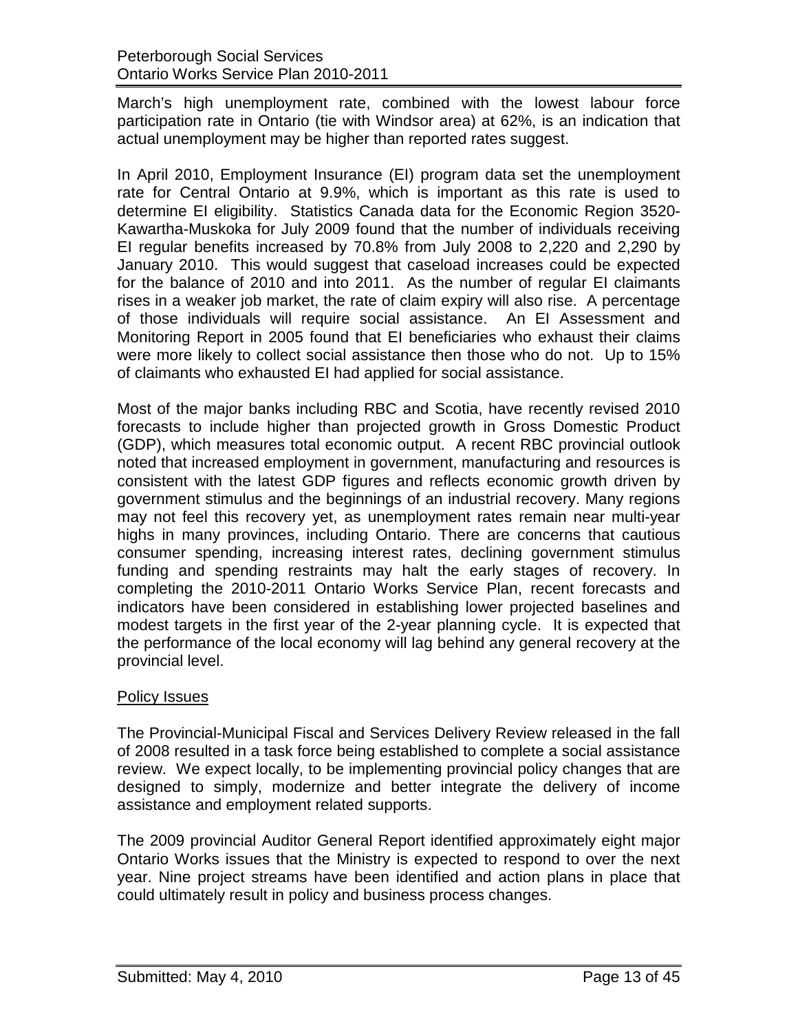March's high unemployment rate, combined with the lowest labour force participation rate in Ontario (tie with Windsor area) at 62%, is an indication that actual unemployment may be higher than reported rates suggest.

In April 2010, Employment Insurance (EI) program data set the unemployment rate for Central Ontario at 9.9%, which is important as this rate is used to determine EI eligibility. Statistics Canada data for the Economic Region 3520-Kawartha-Muskoka for July 2009 found that the number of individuals receiving EI regular benefits increased by 70.8% from July 2008 to 2,220 and 2,290 by January 2010. This would suggest that caseload increases could be expected for the balance of 2010 and into 2011. As the number of regular EI claimants rises in a weaker job market, the rate of claim expiry will also rise. A percentage of those individuals will require social assistance. An EI Assessment and Monitoring Report in 2005 found that EI beneficiaries who exhaust their claims were more likely to collect social assistance then those who do not. Up to 15% of claimants who exhausted EI had applied for social assistance.

Most of the major banks including RBC and Scotia, have recently revised 2010 forecasts to include higher than projected growth in Gross Domestic Product (GDP), which measures total economic output. A recent RBC provincial outlook noted that increased employment in government, manufacturing and resources is consistent with the latest GDP figures and reflects economic growth driven by government stimulus and the beginnings of an industrial recovery. Many regions may not feel this recovery yet, as unemployment rates remain near multi-year highs in many provinces, including Ontario. There are concerns that cautious consumer spending, increasing interest rates, declining government stimulus funding and spending restraints may halt the early stages of recovery. In completing the 2010-2011 Ontario Works Service Plan, recent forecasts and indicators have been considered in establishing lower projected baselines and modest targets in the first year of the 2-year planning cycle. It is expected that the performance of the local economy will lag behind any general recovery at the provincial level.

## Policy Issues

The Provincial-Municipal Fiscal and Services Delivery Review released in the fall of 2008 resulted in a task force being established to complete a social assistance review. We expect locally, to be implementing provincial policy changes that are designed to simply, modernize and better integrate the delivery of income assistance and employment related supports.

The 2009 provincial Auditor General Report identified approximately eight major Ontario Works issues that the Ministry is expected to respond to over the next year. Nine project streams have been identified and action plans in place that could ultimately result in policy and business process changes.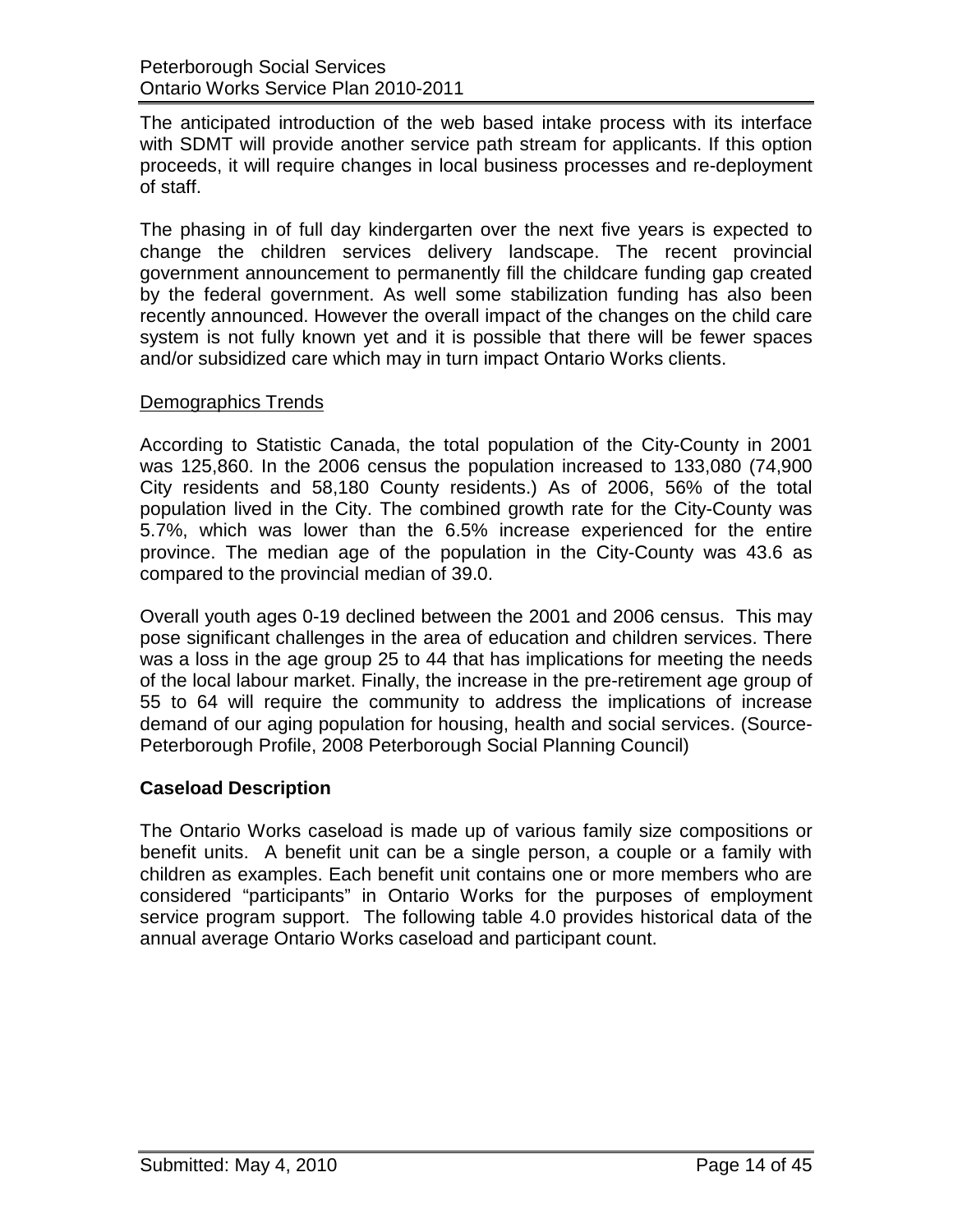The anticipated introduction of the web based intake process with its interface with SDMT will provide another service path stream for applicants. If this option proceeds, it will require changes in local business processes and re-deployment of staff.

The phasing in of full day kindergarten over the next five years is expected to change the children services delivery landscape. The recent provincial government announcement to permanently fill the childcare funding gap created by the federal government. As well some stabilization funding has also been recently announced. However the overall impact of the changes on the child care system is not fully known yet and it is possible that there will be fewer spaces and/or subsidized care which may in turn impact Ontario Works clients.

Demographics Trends

According to Statistic Canada, the total population of the City-County in 2001 was 125,860. In the 2006 census the population increased to 133,080 (74,900 City residents and 58,180 County residents.) As of 2006, 56% of the total population lived in the City. The combined growth rate for the City-County was 5.7%, which was lower than the 6.5% increase experienced for the entire province. The median age of the population in the City-County was 43.6 as compared to the provincial median of 39.0.

Overall youth ages 0-19 declined between the 2001 and 2006 census. This may pose significant challenges in the area of education and children services. There was a loss in the age group 25 to 44 that has implications for meeting the needs of the local labour market. Finally, the increase in the pre-retirement age group of 55 to 64 will require the community to address the implications of increase demand of our aging population for housing, health and social services. (Source-Peterborough Profile, 2008 Peterborough Social Planning Council)

## Caseload Description

The Ontario Works caseload is made up of various family size compositions or benefit units. A benefit unit can be a single person, a couple or a family with children as examples. Each benefit unit contains one or more members who are considered "participants" in Ontario Works for the purposes of employment service program support. The following table 4.0 provides historical data of the annual average Ontario Works caseload and participant count.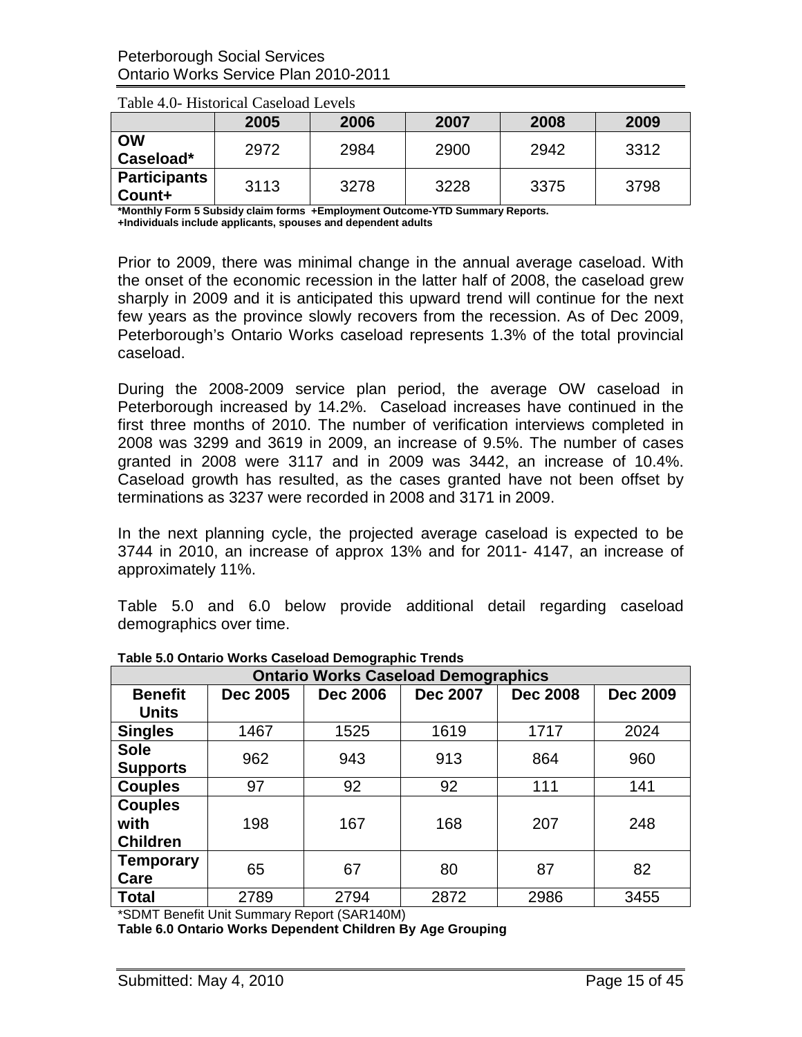Table 4.0- Historical Caseload Levels

| | 2005 | 2006 | 2007 | 2008 | 2009 |
|---|---|---|---|---|---|
| **OW Caseload*** | 2972 | 2984 | 2900 | 2942 | 3312 |
| **Participants Count+** | 3113 | 3278 | 3228 | 3375 | 3798 |

**\*Monthly Form 5 Subsidy claim forms +Employment Outcome-YTD Summary Reports.**
**+Individuals include applicants, spouses and dependent adults**

Prior to 2009, there was minimal change in the annual average caseload. With the onset of the economic recession in the latter half of 2008, the caseload grew sharply in 2009 and it is anticipated this upward trend will continue for the next few years as the province slowly recovers from the recession. As of Dec 2009, Peterborough's Ontario Works caseload represents 1.3% of the total provincial caseload.

During the 2008-2009 service plan period, the average OW caseload in Peterborough increased by 14.2%. Caseload increases have continued in the first three months of 2010. The number of verification interviews completed in 2008 was 3299 and 3619 in 2009, an increase of 9.5%. The number of cases granted in 2008 were 3117 and in 2009 was 3442, an increase of 10.4%. Caseload growth has resulted, as the cases granted have not been offset by terminations as 3237 were recorded in 2008 and 3171 in 2009.

In the next planning cycle, the projected average caseload is expected to be 3744 in 2010, an increase of approx 13% and for 2011- 4147, an increase of approximately 11%.

Table 5.0 and 6.0 below provide additional detail regarding caseload demographics over time.

**Table 5.0 Ontario Works Caseload Demographic Trends**

| **Ontario Works Caseload Demographics** | | | | | |
|---|---|---|---|---|---|
| **Benefit Units** | **Dec 2005** | **Dec 2006** | **Dec 2007** | **Dec 2008** | **Dec 2009** |
| **Singles** | 1467 | 1525 | 1619 | 1717 | 2024 |
| **Sole Supports** | 962 | 943 | 913 | 864 | 960 |
| **Couples** | 97 | 92 | 92 | 111 | 141 |
| **Couples with Children** | 198 | 167 | 168 | 207 | 248 |
| **Temporary Care** | 65 | 67 | 80 | 87 | 82 |
| **Total** | 2789 | 2794 | 2872 | 2986 | 3455 |

*SDMT Benefit Unit Summary Report (SAR140M)

**Table 6.0 Ontario Works Dependent Children By Age Grouping**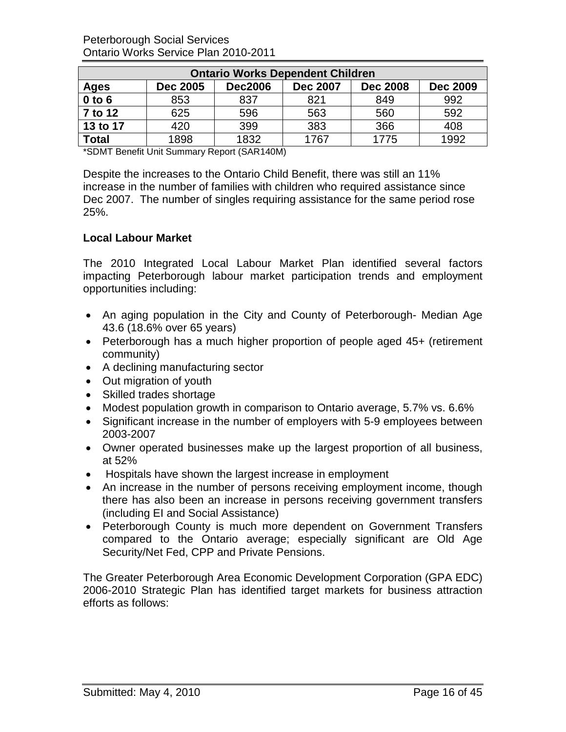| Ontario Works Dependent Children | | | | | |
|---|---|---|---|---|---|
| **Ages** | **Dec 2005** | **Dec2006** | **Dec 2007** | **Dec 2008** | **Dec 2009** |
| **0 to 6** | 853 | 837 | 821 | 849 | 992 |
| **7 to 12** | 625 | 596 | 563 | 560 | 592 |
| **13 to 17** | 420 | 399 | 383 | 366 | 408 |
| **Total** | 1898 | 1832 | 1767 | 1775 | 1992 |

*SDMT Benefit Unit Summary Report (SAR140M)

Despite the increases to the Ontario Child Benefit, there was still an 11% increase in the number of families with children who required assistance since Dec 2007. The number of singles requiring assistance for the same period rose 25%.

**Local Labour Market**

The 2010 Integrated Local Labour Market Plan identified several factors impacting Peterborough labour market participation trends and employment opportunities including:

- An aging population in the City and County of Peterborough- Median Age 43.6 (18.6% over 65 years)
- Peterborough has a much higher proportion of people aged 45+ (retirement community)
- A declining manufacturing sector
- Out migration of youth
- Skilled trades shortage
- Modest population growth in comparison to Ontario average, 5.7% vs. 6.6%
- Significant increase in the number of employers with 5-9 employees between 2003-2007
- Owner operated businesses make up the largest proportion of all business, at 52%
- Hospitals have shown the largest increase in employment
- An increase in the number of persons receiving employment income, though there has also been an increase in persons receiving government transfers (including EI and Social Assistance)
- Peterborough County is much more dependent on Government Transfers compared to the Ontario average; especially significant are Old Age Security/Net Fed, CPP and Private Pensions.

The Greater Peterborough Area Economic Development Corporation (GPA EDC) 2006-2010 Strategic Plan has identified target markets for business attraction efforts as follows: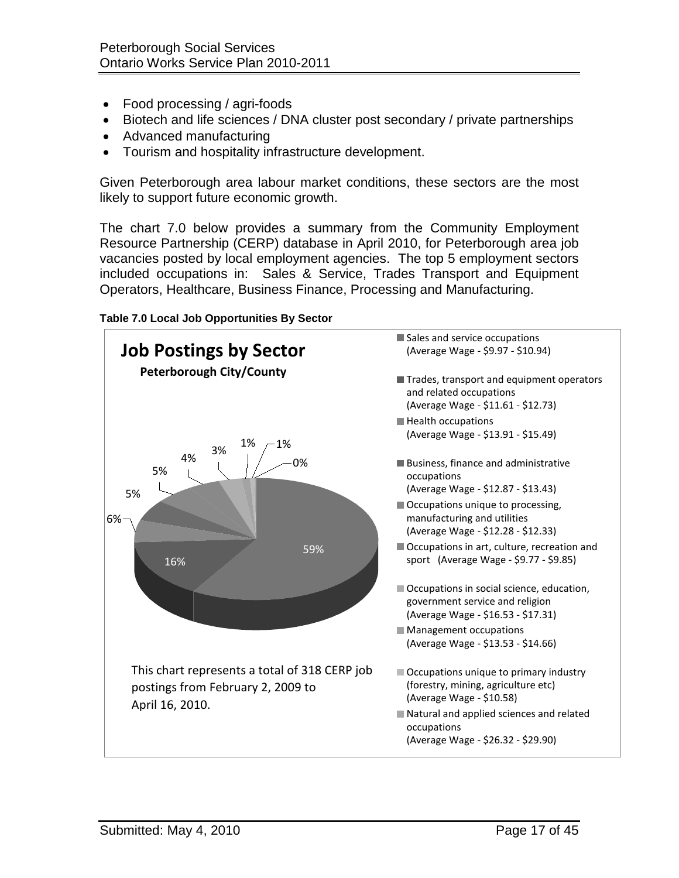- Food processing / agri-foods
- Biotech and life sciences / DNA cluster post secondary / private partnerships
- Advanced manufacturing
- Tourism and hospitality infrastructure development.

Given Peterborough area labour market conditions, these sectors are the most likely to support future economic growth.

The chart 7.0 below provides a summary from the Community Employment Resource Partnership (CERP) database in April 2010, for Peterborough area job vacancies posted by local employment agencies. The top 5 employment sectors included occupations in: Sales & Service, Trades Transport and Equipment Operators, Healthcare, Business Finance, Processing and Manufacturing.

**Table 7.0 Local Job Opportunities By Sector**

**Job Postings by Sector**

**Peterborough City/County**

| Sector | Average Wage | Share |
|---|---|---|
| Sales and service occupations | $9.97 - $10.94 | 59% |
| Trades, transport and equipment operators and related occupations | $11.61 - $12.73 | 16% |
| Health occupations | $13.91 - $15.49 | 6% |
| Business, finance and administrative occupations | $12.87 - $13.43 | 5% |
| Occupations unique to processing, manufacturing and utilities | $12.28 - $12.33 | 5% |
| Occupations in art, culture, recreation and sport | $9.77 - $9.85 | 4% |
| Occupations in social science, education, government service and religion | $16.53 - $17.31 | 3% |
| Management occupations | $13.53 - $14.66 | 1% |
| Occupations unique to primary industry (forestry, mining, agriculture etc) | $10.58 | 1% |
| Natural and applied sciences and related occupations | $26.32 - $29.90 | 0% |

This chart represents a total of 318 CERP job postings from February 2, 2009 to April 16, 2010.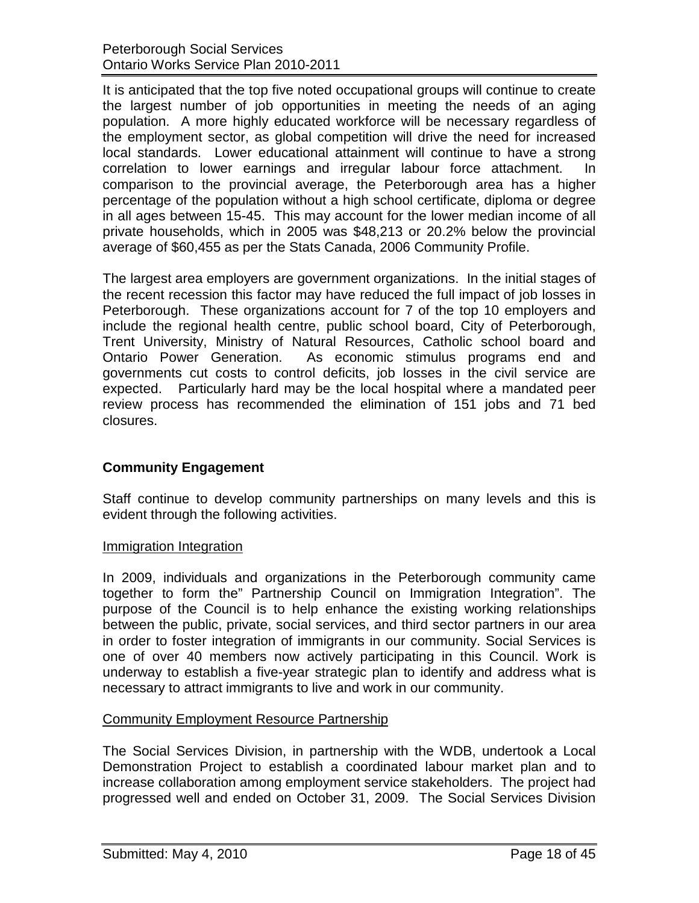It is anticipated that the top five noted occupational groups will continue to create the largest number of job opportunities in meeting the needs of an aging population. A more highly educated workforce will be necessary regardless of the employment sector, as global competition will drive the need for increased local standards. Lower educational attainment will continue to have a strong correlation to lower earnings and irregular labour force attachment. In comparison to the provincial average, the Peterborough area has a higher percentage of the population without a high school certificate, diploma or degree in all ages between 15-45. This may account for the lower median income of all private households, which in 2005 was $48,213 or 20.2% below the provincial average of $60,455 as per the Stats Canada, 2006 Community Profile.

The largest area employers are government organizations. In the initial stages of the recent recession this factor may have reduced the full impact of job losses in Peterborough. These organizations account for 7 of the top 10 employers and include the regional health centre, public school board, City of Peterborough, Trent University, Ministry of Natural Resources, Catholic school board and Ontario Power Generation. As economic stimulus programs end and governments cut costs to control deficits, job losses in the civil service are expected. Particularly hard may be the local hospital where a mandated peer review process has recommended the elimination of 151 jobs and 71 bed closures.

## Community Engagement

Staff continue to develop community partnerships on many levels and this is evident through the following activities.

### Immigration Integration

In 2009, individuals and organizations in the Peterborough community came together to form the" Partnership Council on Immigration Integration". The purpose of the Council is to help enhance the existing working relationships between the public, private, social services, and third sector partners in our area in order to foster integration of immigrants in our community. Social Services is one of over 40 members now actively participating in this Council. Work is underway to establish a five-year strategic plan to identify and address what is necessary to attract immigrants to live and work in our community.

### Community Employment Resource Partnership

The Social Services Division, in partnership with the WDB, undertook a Local Demonstration Project to establish a coordinated labour market plan and to increase collaboration among employment service stakeholders. The project had progressed well and ended on October 31, 2009. The Social Services Division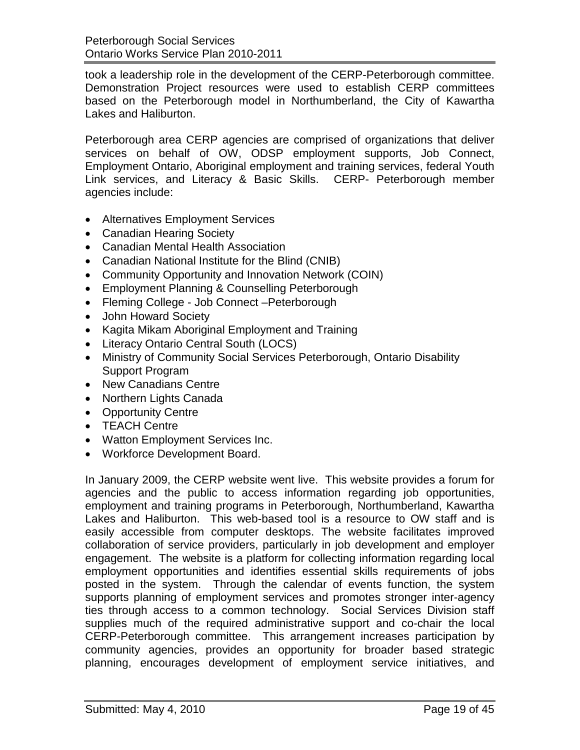took a leadership role in the development of the CERP-Peterborough committee. Demonstration Project resources were used to establish CERP committees based on the Peterborough model in Northumberland, the City of Kawartha Lakes and Haliburton.

Peterborough area CERP agencies are comprised of organizations that deliver services on behalf of OW, ODSP employment supports, Job Connect, Employment Ontario, Aboriginal employment and training services, federal Youth Link services, and Literacy & Basic Skills. CERP- Peterborough member agencies include:

- Alternatives Employment Services
- Canadian Hearing Society
- Canadian Mental Health Association
- Canadian National Institute for the Blind (CNIB)
- Community Opportunity and Innovation Network (COIN)
- Employment Planning & Counselling Peterborough
- Fleming College - Job Connect –Peterborough
- John Howard Society
- Kagita Mikam Aboriginal Employment and Training
- Literacy Ontario Central South (LOCS)
- Ministry of Community Social Services Peterborough, Ontario Disability Support Program
- New Canadians Centre
- Northern Lights Canada
- Opportunity Centre
- TEACH Centre
- Watton Employment Services Inc.
- Workforce Development Board.

In January 2009, the CERP website went live. This website provides a forum for agencies and the public to access information regarding job opportunities, employment and training programs in Peterborough, Northumberland, Kawartha Lakes and Haliburton. This web-based tool is a resource to OW staff and is easily accessible from computer desktops. The website facilitates improved collaboration of service providers, particularly in job development and employer engagement. The website is a platform for collecting information regarding local employment opportunities and identifies essential skills requirements of jobs posted in the system. Through the calendar of events function, the system supports planning of employment services and promotes stronger inter-agency ties through access to a common technology. Social Services Division staff supplies much of the required administrative support and co-chair the local CERP-Peterborough committee. This arrangement increases participation by community agencies, provides an opportunity for broader based strategic planning, encourages development of employment service initiatives, and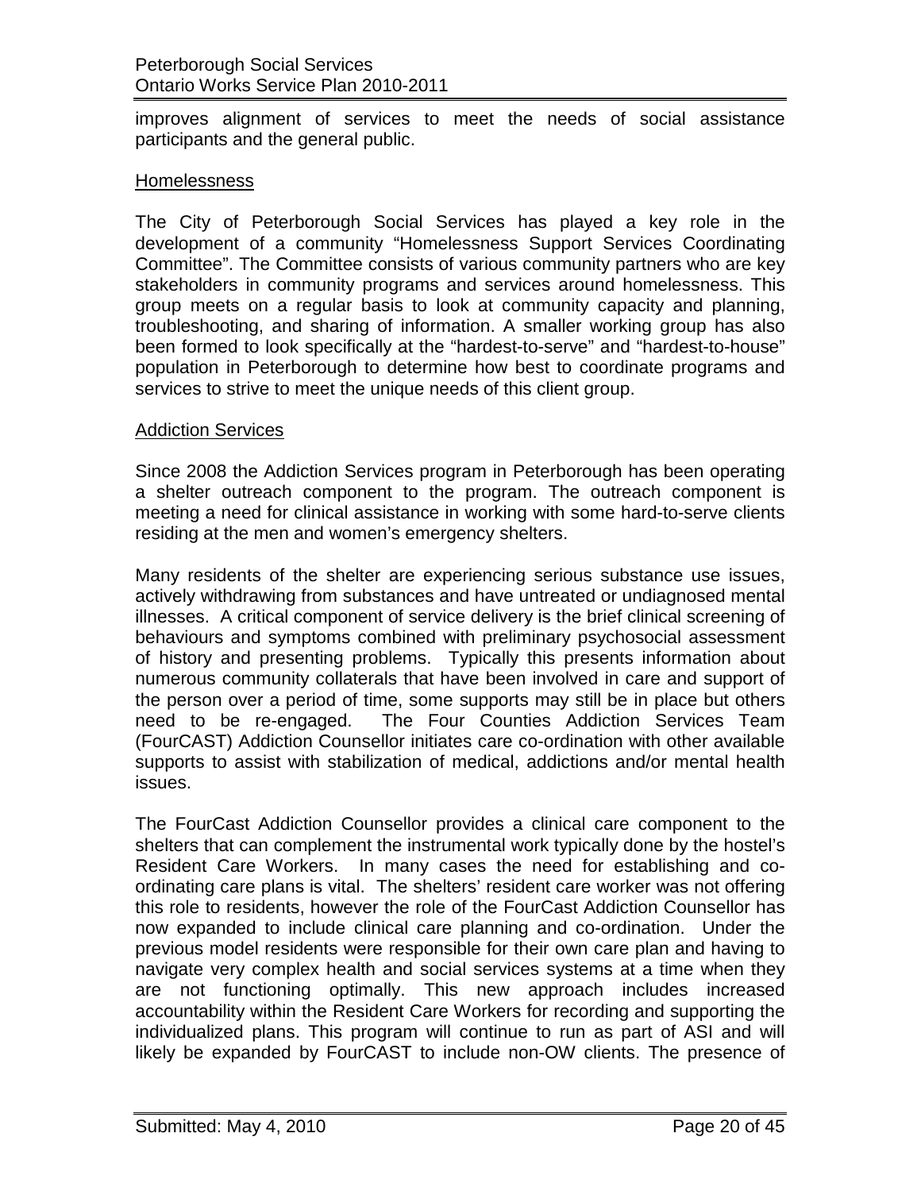improves alignment of services to meet the needs of social assistance participants and the general public.

<u>Homelessness</u>

The City of Peterborough Social Services has played a key role in the development of a community "Homelessness Support Services Coordinating Committee". The Committee consists of various community partners who are key stakeholders in community programs and services around homelessness. This group meets on a regular basis to look at community capacity and planning, troubleshooting, and sharing of information. A smaller working group has also been formed to look specifically at the "hardest-to-serve" and "hardest-to-house" population in Peterborough to determine how best to coordinate programs and services to strive to meet the unique needs of this client group.

<u>Addiction Services</u>

Since 2008 the Addiction Services program in Peterborough has been operating a shelter outreach component to the program. The outreach component is meeting a need for clinical assistance in working with some hard-to-serve clients residing at the men and women's emergency shelters.

Many residents of the shelter are experiencing serious substance use issues, actively withdrawing from substances and have untreated or undiagnosed mental illnesses. A critical component of service delivery is the brief clinical screening of behaviours and symptoms combined with preliminary psychosocial assessment of history and presenting problems. Typically this presents information about numerous community collaterals that have been involved in care and support of the person over a period of time, some supports may still be in place but others need to be re-engaged. The Four Counties Addiction Services Team (FourCAST) Addiction Counsellor initiates care co-ordination with other available supports to assist with stabilization of medical, addictions and/or mental health issues.

The FourCast Addiction Counsellor provides a clinical care component to the shelters that can complement the instrumental work typically done by the hostel's Resident Care Workers. In many cases the need for establishing and co-ordinating care plans is vital. The shelters' resident care worker was not offering this role to residents, however the role of the FourCast Addiction Counsellor has now expanded to include clinical care planning and co-ordination. Under the previous model residents were responsible for their own care plan and having to navigate very complex health and social services systems at a time when they are not functioning optimally. This new approach includes increased accountability within the Resident Care Workers for recording and supporting the individualized plans. This program will continue to run as part of ASI and will likely be expanded by FourCAST to include non-OW clients. The presence of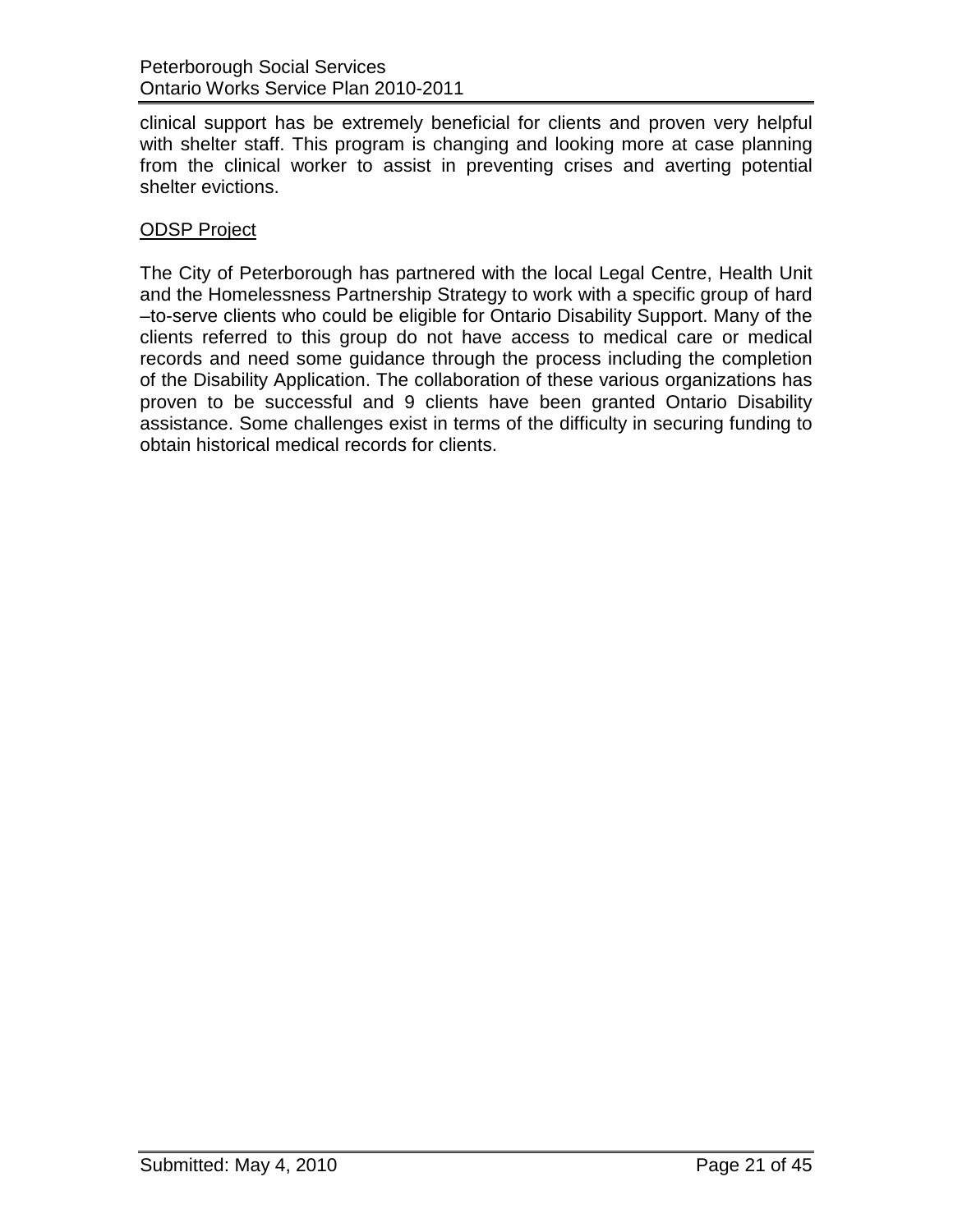clinical support has be extremely beneficial for clients and proven very helpful with shelter staff. This program is changing and looking more at case planning from the clinical worker to assist in preventing crises and averting potential shelter evictions.

ODSP Project

The City of Peterborough has partnered with the local Legal Centre, Health Unit and the Homelessness Partnership Strategy to work with a specific group of hard –to-serve clients who could be eligible for Ontario Disability Support. Many of the clients referred to this group do not have access to medical care or medical records and need some guidance through the process including the completion of the Disability Application. The collaboration of these various organizations has proven to be successful and 9 clients have been granted Ontario Disability assistance. Some challenges exist in terms of the difficulty in securing funding to obtain historical medical records for clients.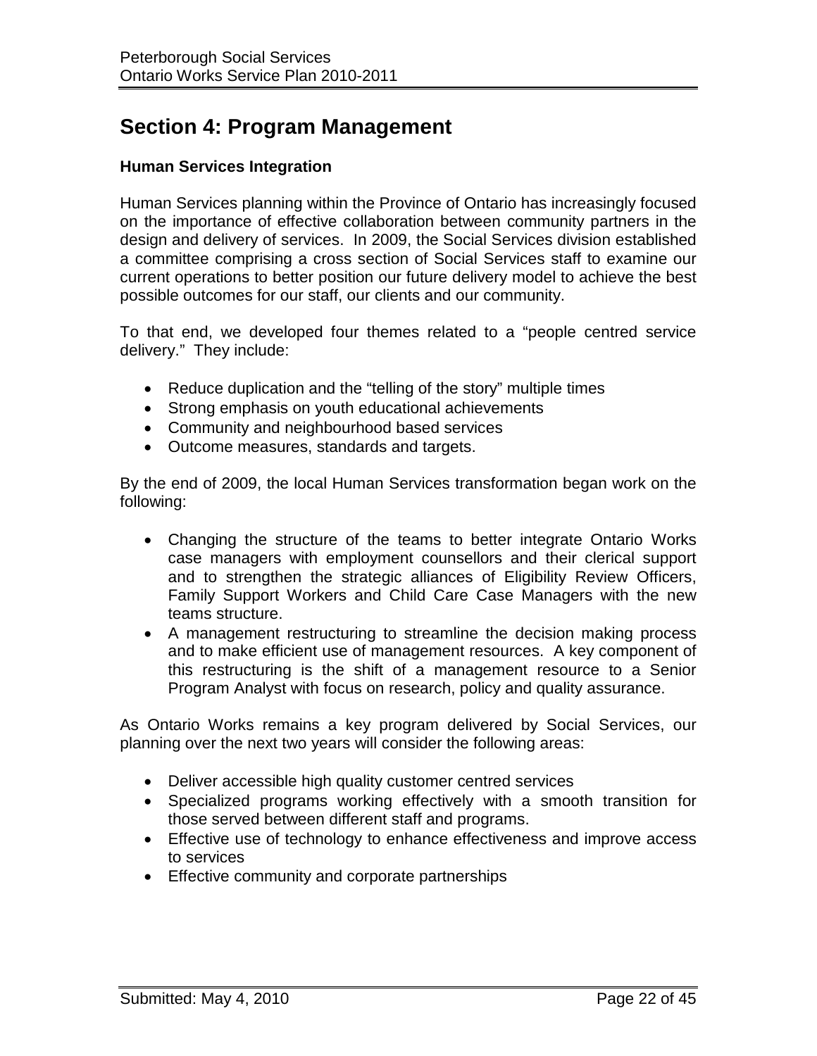# Section 4: Program Management

### Human Services Integration

Human Services planning within the Province of Ontario has increasingly focused on the importance of effective collaboration between community partners in the design and delivery of services. In 2009, the Social Services division established a committee comprising a cross section of Social Services staff to examine our current operations to better position our future delivery model to achieve the best possible outcomes for our staff, our clients and our community.

To that end, we developed four themes related to a "people centred service delivery." They include:

- Reduce duplication and the "telling of the story" multiple times
- Strong emphasis on youth educational achievements
- Community and neighbourhood based services
- Outcome measures, standards and targets.

By the end of 2009, the local Human Services transformation began work on the following:

- Changing the structure of the teams to better integrate Ontario Works case managers with employment counsellors and their clerical support and to strengthen the strategic alliances of Eligibility Review Officers, Family Support Workers and Child Care Case Managers with the new teams structure.
- A management restructuring to streamline the decision making process and to make efficient use of management resources. A key component of this restructuring is the shift of a management resource to a Senior Program Analyst with focus on research, policy and quality assurance.

As Ontario Works remains a key program delivered by Social Services, our planning over the next two years will consider the following areas:

- Deliver accessible high quality customer centred services
- Specialized programs working effectively with a smooth transition for those served between different staff and programs.
- Effective use of technology to enhance effectiveness and improve access to services
- Effective community and corporate partnerships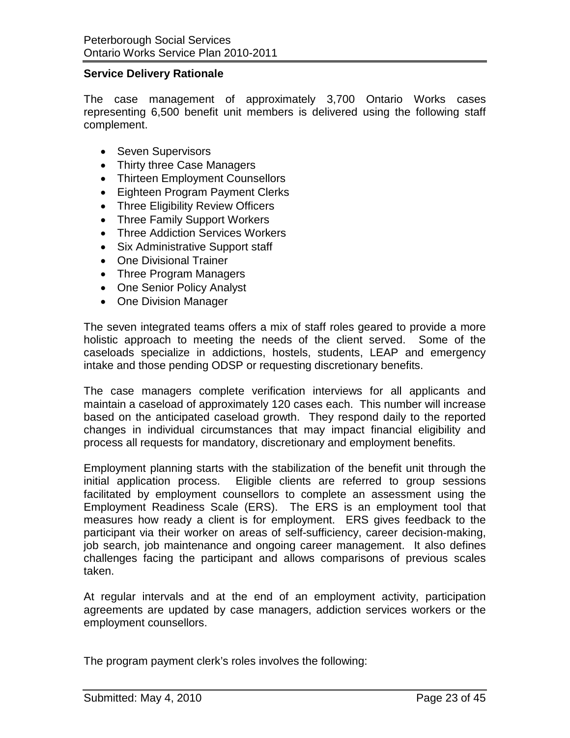**Service Delivery Rationale**

The case management of approximately 3,700 Ontario Works cases representing 6,500 benefit unit members is delivered using the following staff complement.

- Seven Supervisors
- Thirty three Case Managers
- Thirteen Employment Counsellors
- Eighteen Program Payment Clerks
- Three Eligibility Review Officers
- Three Family Support Workers
- Three Addiction Services Workers
- Six Administrative Support staff
- One Divisional Trainer
- Three Program Managers
- One Senior Policy Analyst
- One Division Manager

The seven integrated teams offers a mix of staff roles geared to provide a more holistic approach to meeting the needs of the client served. Some of the caseloads specialize in addictions, hostels, students, LEAP and emergency intake and those pending ODSP or requesting discretionary benefits.

The case managers complete verification interviews for all applicants and maintain a caseload of approximately 120 cases each. This number will increase based on the anticipated caseload growth. They respond daily to the reported changes in individual circumstances that may impact financial eligibility and process all requests for mandatory, discretionary and employment benefits.

Employment planning starts with the stabilization of the benefit unit through the initial application process. Eligible clients are referred to group sessions facilitated by employment counsellors to complete an assessment using the Employment Readiness Scale (ERS). The ERS is an employment tool that measures how ready a client is for employment. ERS gives feedback to the participant via their worker on areas of self-sufficiency, career decision-making, job search, job maintenance and ongoing career management. It also defines challenges facing the participant and allows comparisons of previous scales taken.

At regular intervals and at the end of an employment activity, participation agreements are updated by case managers, addiction services workers or the employment counsellors.

The program payment clerk's roles involves the following: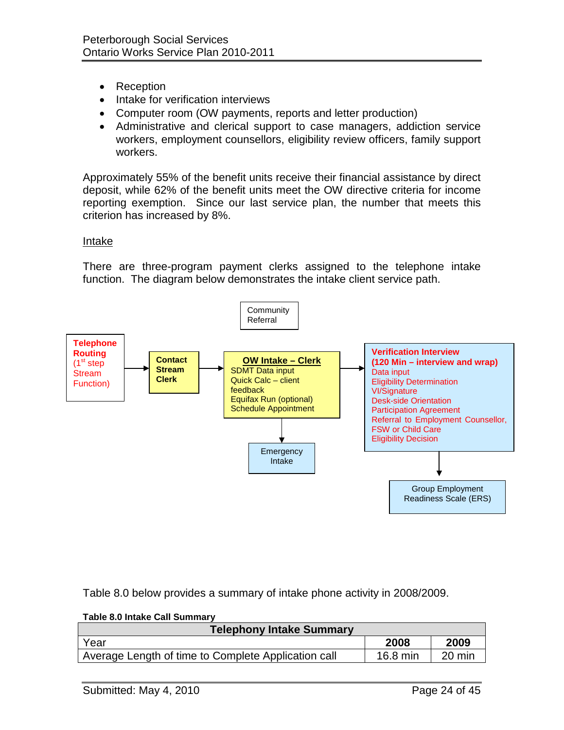- Reception
- Intake for verification interviews
- Computer room (OW payments, reports and letter production)
- Administrative and clerical support to case managers, addiction service workers, employment counsellors, eligibility review officers, family support workers.

Approximately 55% of the benefit units receive their financial assistance by direct deposit, while 62% of the benefit units meet the OW directive criteria for income reporting exemption. Since our last service plan, the number that meets this criterion has increased by 8%.

Intake

There are three-program payment clerks assigned to the telephone intake function. The diagram below demonstrates the intake client service path.

Community Referral

**Telephone Routing** (1st step Stream Function) → **Contact Stream Clerk** → **OW Intake – Clerk**
SDMT Data input
Quick Calc – client feedback
Equifax Run (optional)
Schedule Appointment
→ **Verification Interview (120 Min – interview and wrap)**
Data input
Eligibility Determination
VI/Signature
Desk-side Orientation
Participation Agreement
Referral to Employment Counsellor, FSW or Child Care
Eligibility Decision

OW Intake – Clerk → Emergency Intake

Verification Interview → Group Employment Readiness Scale (ERS)

Table 8.0 below provides a summary of intake phone activity in 2008/2009.

**Table 8.0 Intake Call Summary**

| Telephony Intake Summary | | |
|---|---|---|
| Year | **2008** | **2009** |
| Average Length of time to Complete Application call | 16.8 min | 20 min |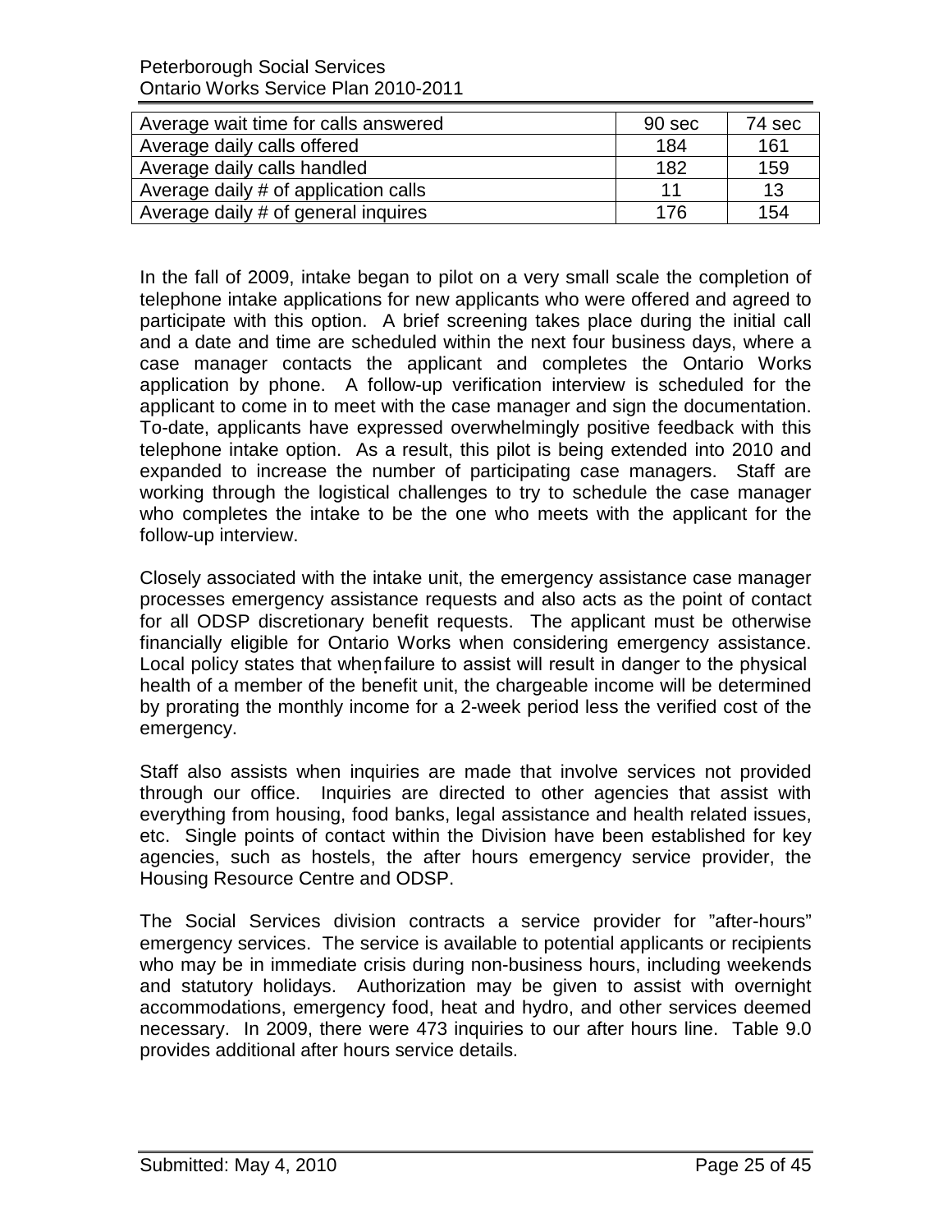| Average wait time for calls answered | 90 sec | 74 sec |
|---|---|---|
| Average daily calls offered | 184 | 161 |
| Average daily calls handled | 182 | 159 |
| Average daily # of application calls | 11 | 13 |
| Average daily # of general inquires | 176 | 154 |

In the fall of 2009, intake began to pilot on a very small scale the completion of telephone intake applications for new applicants who were offered and agreed to participate with this option. A brief screening takes place during the initial call and a date and time are scheduled within the next four business days, where a case manager contacts the applicant and completes the Ontario Works application by phone. A follow-up verification interview is scheduled for the applicant to come in to meet with the case manager and sign the documentation. To-date, applicants have expressed overwhelmingly positive feedback with this telephone intake option. As a result, this pilot is being extended into 2010 and expanded to increase the number of participating case managers. Staff are working through the logistical challenges to try to schedule the case manager who completes the intake to be the one who meets with the applicant for the follow-up interview.

Closely associated with the intake unit, the emergency assistance case manager processes emergency assistance requests and also acts as the point of contact for all ODSP discretionary benefit requests. The applicant must be otherwise financially eligible for Ontario Works when considering emergency assistance. Local policy states that when failure to assist will result in danger to the physical health of a member of the benefit unit, the chargeable income will be determined by prorating the monthly income for a 2-week period less the verified cost of the emergency.

Staff also assists when inquiries are made that involve services not provided through our office. Inquiries are directed to other agencies that assist with everything from housing, food banks, legal assistance and health related issues, etc. Single points of contact within the Division have been established for key agencies, such as hostels, the after hours emergency service provider, the Housing Resource Centre and ODSP.

The Social Services division contracts a service provider for "after-hours" emergency services. The service is available to potential applicants or recipients who may be in immediate crisis during non-business hours, including weekends and statutory holidays. Authorization may be given to assist with overnight accommodations, emergency food, heat and hydro, and other services deemed necessary. In 2009, there were 473 inquiries to our after hours line. Table 9.0 provides additional after hours service details.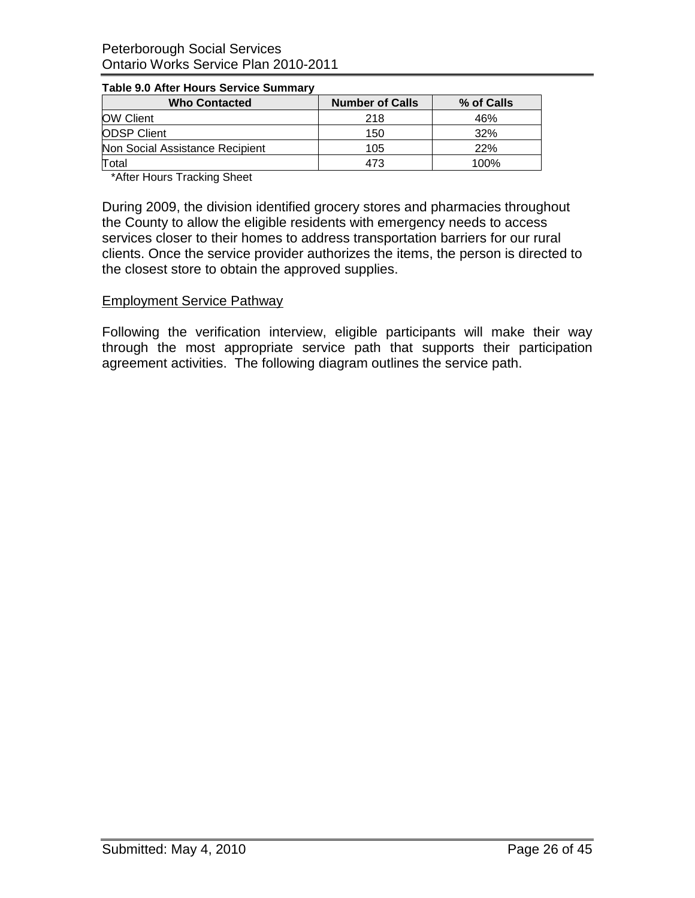**Table 9.0 After Hours Service Summary**

| Who Contacted | Number of Calls | % of Calls |
|---|---|---|
| OW Client | 218 | 46% |
| ODSP Client | 150 | 32% |
| Non Social Assistance Recipient | 105 | 22% |
| Total | 473 | 100% |

*After Hours Tracking Sheet

During 2009, the division identified grocery stores and pharmacies throughout the County to allow the eligible residents with emergency needs to access services closer to their homes to address transportation barriers for our rural clients. Once the service provider authorizes the items, the person is directed to the closest store to obtain the approved supplies.

Employment Service Pathway

Following the verification interview, eligible participants will make their way through the most appropriate service path that supports their participation agreement activities. The following diagram outlines the service path.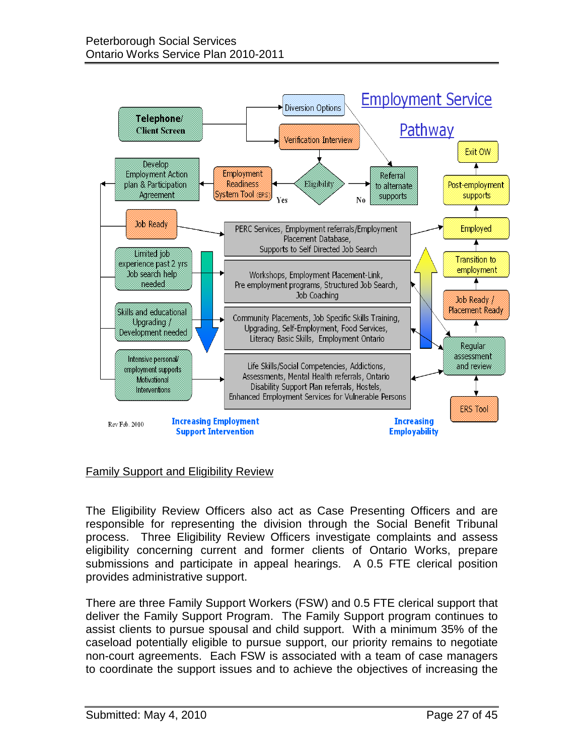## Employment Service Pathway

- Telephone/ Client Screen
  - Diversion Options
  - Verification Interview
- Eligibility
  - Yes → Employment Readiness System Tool (ERS) → Develop Employment Action plan & Participation Agreement
  - No → Referral to alternate supports

| Client Need | Services |
|---|---|
| Job Ready | PERC Services, Employment referrals/Employment Placement Database, Supports to Self Directed Job Search |
| Limited job experience past 2 yrs Job search help needed | Workshops, Employment Placement-Link, Pre employment programs, Structured Job Search, Job Coaching |
| Skills and educational Upgrading / Development needed | Community Placements, Job Specific Skills Training, Upgrading, Self-Employment, Food Services, Literacy Basic Skills, Employment Ontario |
| Intensive personal/ employment supports Motivational Interventions | Life Skills/Social Competencies, Addictions, Assessments, Mental Health referrals, Ontario Disability Support Plan referrals, Hostels, Enhanced Employment Services for Vulnerable Persons |

Progression: ERS Tool ↔ Regular assessment and review → Job Ready / Placement Ready → Transition to employment → Employed → Post-employment supports → Exit OW

Increasing Employment Support Intervention

Increasing Employability

Rev Feb. 2010

## Family Support and Eligibility Review

The Eligibility Review Officers also act as Case Presenting Officers and are responsible for representing the division through the Social Benefit Tribunal process. Three Eligibility Review Officers investigate complaints and assess eligibility concerning current and former clients of Ontario Works, prepare submissions and participate in appeal hearings. A 0.5 FTE clerical position provides administrative support.

There are three Family Support Workers (FSW) and 0.5 FTE clerical support that deliver the Family Support Program. The Family Support program continues to assist clients to pursue spousal and child support. With a minimum 35% of the caseload potentially eligible to pursue support, our priority remains to negotiate non-court agreements. Each FSW is associated with a team of case managers to coordinate the support issues and to achieve the objectives of increasing the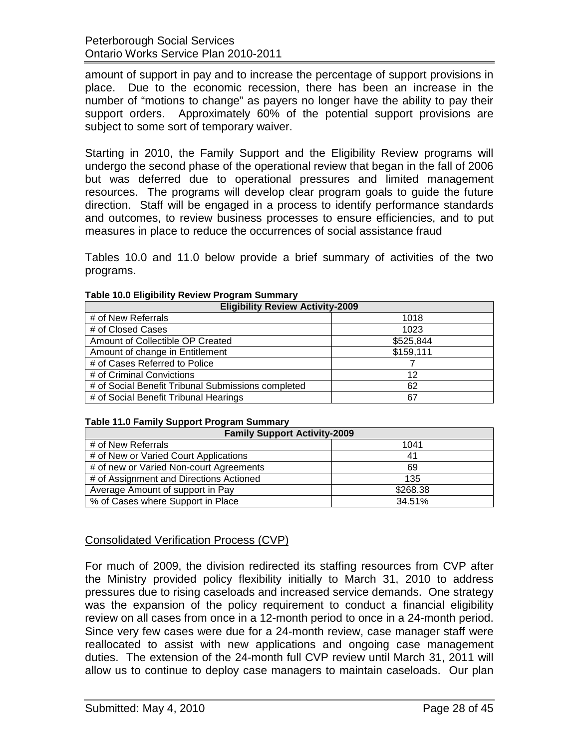amount of support in pay and to increase the percentage of support provisions in place. Due to the economic recession, there has been an increase in the number of "motions to change" as payers no longer have the ability to pay their support orders. Approximately 60% of the potential support provisions are subject to some sort of temporary waiver.

Starting in 2010, the Family Support and the Eligibility Review programs will undergo the second phase of the operational review that began in the fall of 2006 but was deferred due to operational pressures and limited management resources. The programs will develop clear program goals to guide the future direction. Staff will be engaged in a process to identify performance standards and outcomes, to review business processes to ensure efficiencies, and to put measures in place to reduce the occurrences of social assistance fraud

Tables 10.0 and 11.0 below provide a brief summary of activities of the two programs.

**Table 10.0 Eligibility Review Program Summary**

| Eligibility Review Activity-2009 | |
|---|---|
| # of New Referrals | 1018 |
| # of Closed Cases | 1023 |
| Amount of Collectible OP Created | $525,844 |
| Amount of change in Entitlement | $159,111 |
| # of Cases Referred to Police | 7 |
| # of Criminal Convictions | 12 |
| # of Social Benefit Tribunal Submissions completed | 62 |
| # of Social Benefit Tribunal Hearings | 67 |

**Table 11.0 Family Support Program Summary**

| Family Support Activity-2009 | |
|---|---|
| # of New Referrals | 1041 |
| # of New or Varied Court Applications | 41 |
| # of new or Varied Non-court Agreements | 69 |
| # of Assignment and Directions Actioned | 135 |
| Average Amount of support in Pay | $268.38 |
| % of Cases where Support in Place | 34.51% |

## Consolidated Verification Process (CVP)

For much of 2009, the division redirected its staffing resources from CVP after the Ministry provided policy flexibility initially to March 31, 2010 to address pressures due to rising caseloads and increased service demands. One strategy was the expansion of the policy requirement to conduct a financial eligibility review on all cases from once in a 12-month period to once in a 24-month period. Since very few cases were due for a 24-month review, case manager staff were reallocated to assist with new applications and ongoing case management duties. The extension of the 24-month full CVP review until March 31, 2011 will allow us to continue to deploy case managers to maintain caseloads. Our plan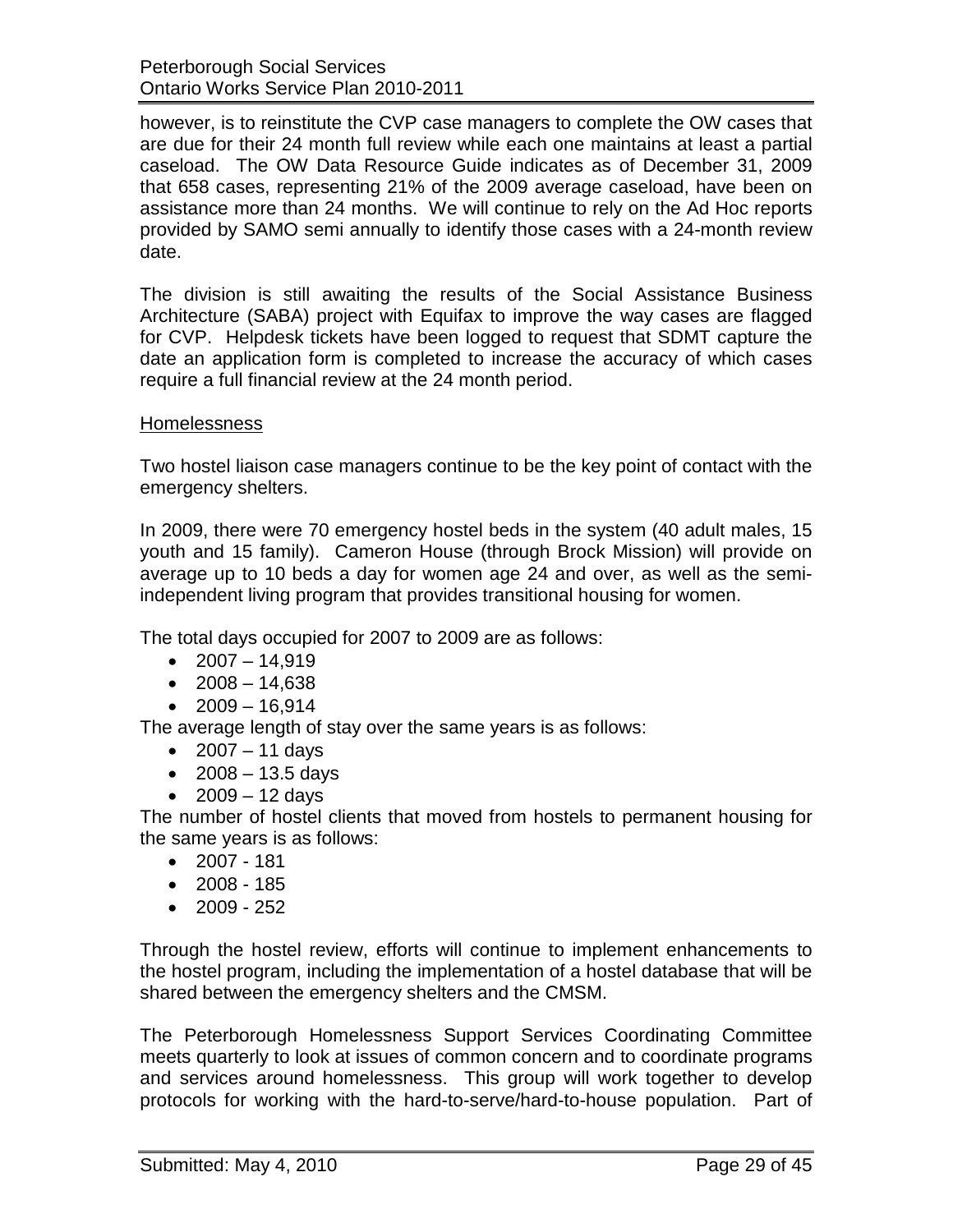however, is to reinstitute the CVP case managers to complete the OW cases that are due for their 24 month full review while each one maintains at least a partial caseload. The OW Data Resource Guide indicates as of December 31, 2009 that 658 cases, representing 21% of the 2009 average caseload, have been on assistance more than 24 months. We will continue to rely on the Ad Hoc reports provided by SAMO semi annually to identify those cases with a 24-month review date.

The division is still awaiting the results of the Social Assistance Business Architecture (SABA) project with Equifax to improve the way cases are flagged for CVP. Helpdesk tickets have been logged to request that SDMT capture the date an application form is completed to increase the accuracy of which cases require a full financial review at the 24 month period.

### Homelessness

Two hostel liaison case managers continue to be the key point of contact with the emergency shelters.

In 2009, there were 70 emergency hostel beds in the system (40 adult males, 15 youth and 15 family). Cameron House (through Brock Mission) will provide on average up to 10 beds a day for women age 24 and over, as well as the semi-independent living program that provides transitional housing for women.

The total days occupied for 2007 to 2009 are as follows:

- 2007 – 14,919
- 2008 – 14,638
- 2009 – 16,914

The average length of stay over the same years is as follows:

- 2007 – 11 days
- 2008 – 13.5 days
- 2009 – 12 days

The number of hostel clients that moved from hostels to permanent housing for the same years is as follows:

- 2007 - 181
- 2008 - 185
- 2009 - 252

Through the hostel review, efforts will continue to implement enhancements to the hostel program, including the implementation of a hostel database that will be shared between the emergency shelters and the CMSM.

The Peterborough Homelessness Support Services Coordinating Committee meets quarterly to look at issues of common concern and to coordinate programs and services around homelessness. This group will work together to develop protocols for working with the hard-to-serve/hard-to-house population. Part of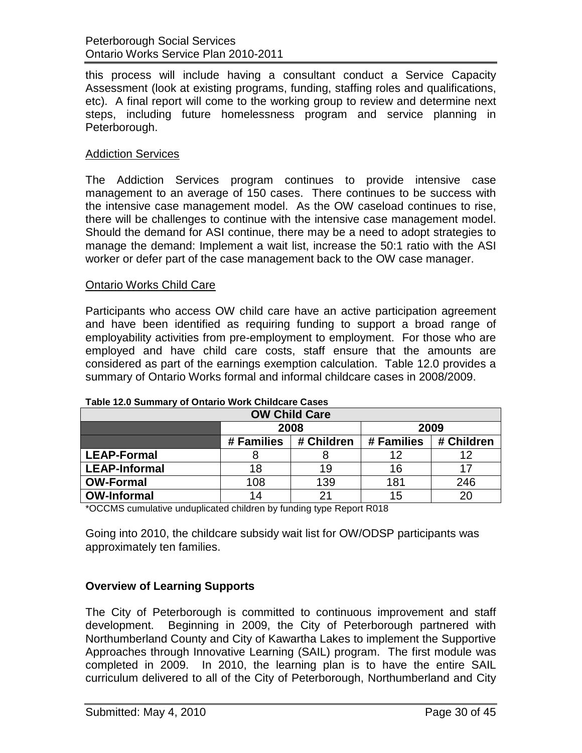this process will include having a consultant conduct a Service Capacity Assessment (look at existing programs, funding, staffing roles and qualifications, etc). A final report will come to the working group to review and determine next steps, including future homelessness program and service planning in Peterborough.

Addiction Services

The Addiction Services program continues to provide intensive case management to an average of 150 cases. There continues to be success with the intensive case management model. As the OW caseload continues to rise, there will be challenges to continue with the intensive case management model. Should the demand for ASI continue, there may be a need to adopt strategies to manage the demand: Implement a wait list, increase the 50:1 ratio with the ASI worker or defer part of the case management back to the OW case manager.

Ontario Works Child Care

Participants who access OW child care have an active participation agreement and have been identified as requiring funding to support a broad range of employability activities from pre-employment to employment. For those who are employed and have child care costs, staff ensure that the amounts are considered as part of the earnings exemption calculation. Table 12.0 provides a summary of Ontario Works formal and informal childcare cases in 2008/2009.

**Table 12.0 Summary of Ontario Work Childcare Cases**

| OW Child Care | | | | |
|---|---|---|---|---|
| | 2008 | | 2009 | |
| | # Families | # Children | # Families | # Children |
| **LEAP-Formal** | 8 | 8 | 12 | 12 |
| **LEAP-Informal** | 18 | 19 | 16 | 17 |
| **OW-Formal** | 108 | 139 | 181 | 246 |
| **OW-Informal** | 14 | 21 | 15 | 20 |

*OCCMS cumulative unduplicated children by funding type Report R018

Going into 2010, the childcare subsidy wait list for OW/ODSP participants was approximately ten families.

**Overview of Learning Supports**

The City of Peterborough is committed to continuous improvement and staff development. Beginning in 2009, the City of Peterborough partnered with Northumberland County and City of Kawartha Lakes to implement the Supportive Approaches through Innovative Learning (SAIL) program. The first module was completed in 2009. In 2010, the learning plan is to have the entire SAIL curriculum delivered to all of the City of Peterborough, Northumberland and City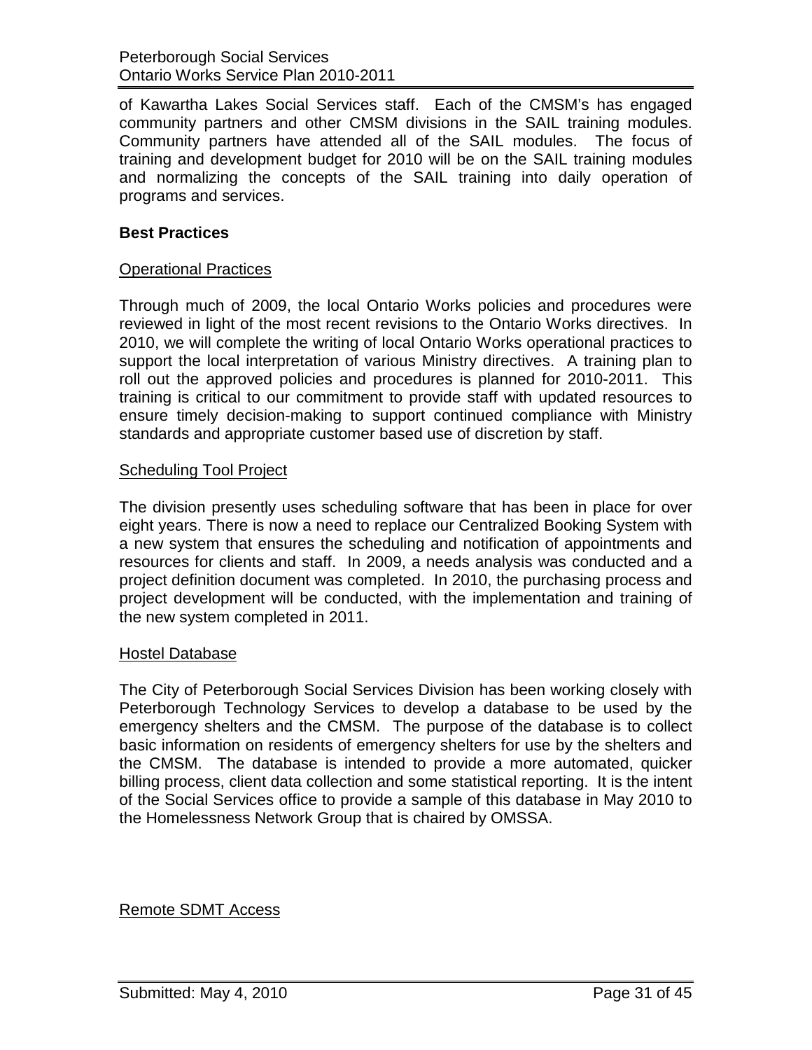of Kawartha Lakes Social Services staff. Each of the CMSM's has engaged community partners and other CMSM divisions in the SAIL training modules. Community partners have attended all of the SAIL modules. The focus of training and development budget for 2010 will be on the SAIL training modules and normalizing the concepts of the SAIL training into daily operation of programs and services.

## Best Practices

### Operational Practices

Through much of 2009, the local Ontario Works policies and procedures were reviewed in light of the most recent revisions to the Ontario Works directives. In 2010, we will complete the writing of local Ontario Works operational practices to support the local interpretation of various Ministry directives. A training plan to roll out the approved policies and procedures is planned for 2010-2011. This training is critical to our commitment to provide staff with updated resources to ensure timely decision-making to support continued compliance with Ministry standards and appropriate customer based use of discretion by staff.

### Scheduling Tool Project

The division presently uses scheduling software that has been in place for over eight years. There is now a need to replace our Centralized Booking System with a new system that ensures the scheduling and notification of appointments and resources for clients and staff. In 2009, a needs analysis was conducted and a project definition document was completed. In 2010, the purchasing process and project development will be conducted, with the implementation and training of the new system completed in 2011.

### Hostel Database

The City of Peterborough Social Services Division has been working closely with Peterborough Technology Services to develop a database to be used by the emergency shelters and the CMSM. The purpose of the database is to collect basic information on residents of emergency shelters for use by the shelters and the CMSM. The database is intended to provide a more automated, quicker billing process, client data collection and some statistical reporting. It is the intent of the Social Services office to provide a sample of this database in May 2010 to the Homelessness Network Group that is chaired by OMSSA.

### Remote SDMT Access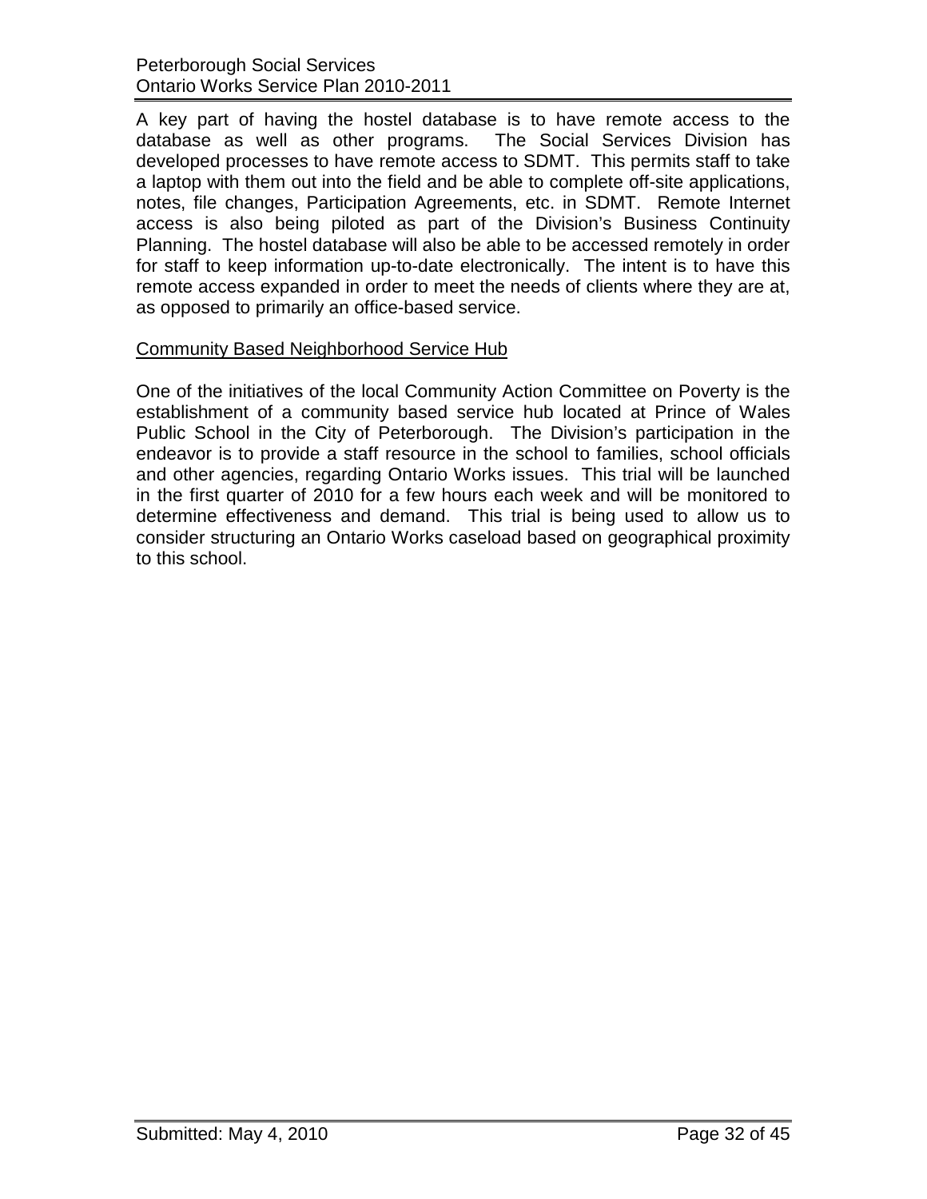A key part of having the hostel database is to have remote access to the database as well as other programs. The Social Services Division has developed processes to have remote access to SDMT. This permits staff to take a laptop with them out into the field and be able to complete off-site applications, notes, file changes, Participation Agreements, etc. in SDMT. Remote Internet access is also being piloted as part of the Division's Business Continuity Planning. The hostel database will also be able to be accessed remotely in order for staff to keep information up-to-date electronically. The intent is to have this remote access expanded in order to meet the needs of clients where they are at, as opposed to primarily an office-based service.

Community Based Neighborhood Service Hub

One of the initiatives of the local Community Action Committee on Poverty is the establishment of a community based service hub located at Prince of Wales Public School in the City of Peterborough. The Division's participation in the endeavor is to provide a staff resource in the school to families, school officials and other agencies, regarding Ontario Works issues. This trial will be launched in the first quarter of 2010 for a few hours each week and will be monitored to determine effectiveness and demand. This trial is being used to allow us to consider structuring an Ontario Works caseload based on geographical proximity to this school.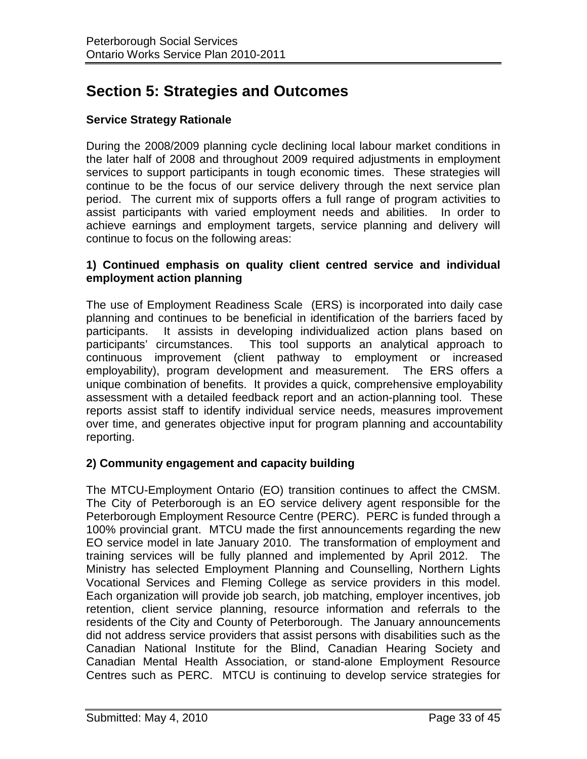# Section 5: Strategies and Outcomes

## Service Strategy Rationale

During the 2008/2009 planning cycle declining local labour market conditions in the later half of 2008 and throughout 2009 required adjustments in employment services to support participants in tough economic times. These strategies will continue to be the focus of our service delivery through the next service plan period. The current mix of supports offers a full range of program activities to assist participants with varied employment needs and abilities. In order to achieve earnings and employment targets, service planning and delivery will continue to focus on the following areas:

### 1) Continued emphasis on quality client centred service and individual employment action planning

The use of Employment Readiness Scale (ERS) is incorporated into daily case planning and continues to be beneficial in identification of the barriers faced by participants. It assists in developing individualized action plans based on participants' circumstances. This tool supports an analytical approach to continuous improvement (client pathway to employment or increased employability), program development and measurement. The ERS offers a unique combination of benefits. It provides a quick, comprehensive employability assessment with a detailed feedback report and an action-planning tool. These reports assist staff to identify individual service needs, measures improvement over time, and generates objective input for program planning and accountability reporting.

### 2) Community engagement and capacity building

The MTCU-Employment Ontario (EO) transition continues to affect the CMSM. The City of Peterborough is an EO service delivery agent responsible for the Peterborough Employment Resource Centre (PERC). PERC is funded through a 100% provincial grant. MTCU made the first announcements regarding the new EO service model in late January 2010. The transformation of employment and training services will be fully planned and implemented by April 2012. The Ministry has selected Employment Planning and Counselling, Northern Lights Vocational Services and Fleming College as service providers in this model. Each organization will provide job search, job matching, employer incentives, job retention, client service planning, resource information and referrals to the residents of the City and County of Peterborough. The January announcements did not address service providers that assist persons with disabilities such as the Canadian National Institute for the Blind, Canadian Hearing Society and Canadian Mental Health Association, or stand-alone Employment Resource Centres such as PERC. MTCU is continuing to develop service strategies for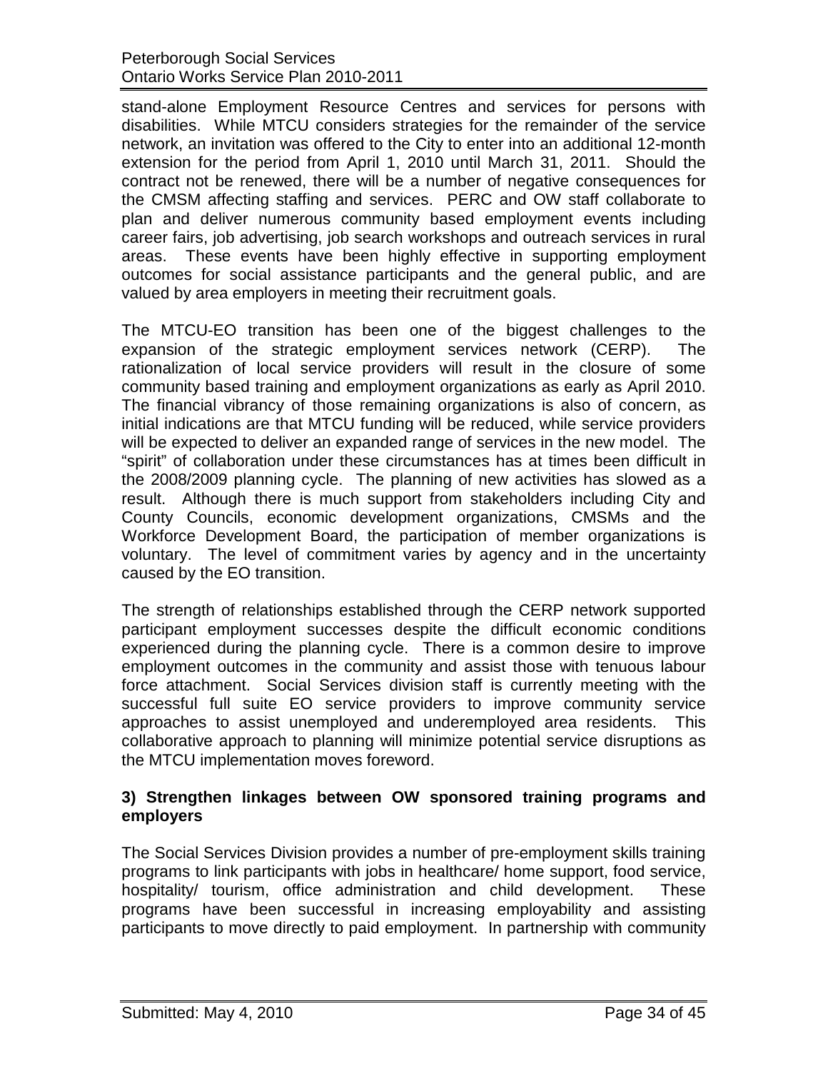stand-alone Employment Resource Centres and services for persons with disabilities. While MTCU considers strategies for the remainder of the service network, an invitation was offered to the City to enter into an additional 12-month extension for the period from April 1, 2010 until March 31, 2011. Should the contract not be renewed, there will be a number of negative consequences for the CMSM affecting staffing and services. PERC and OW staff collaborate to plan and deliver numerous community based employment events including career fairs, job advertising, job search workshops and outreach services in rural areas. These events have been highly effective in supporting employment outcomes for social assistance participants and the general public, and are valued by area employers in meeting their recruitment goals.

The MTCU-EO transition has been one of the biggest challenges to the expansion of the strategic employment services network (CERP). The rationalization of local service providers will result in the closure of some community based training and employment organizations as early as April 2010. The financial vibrancy of those remaining organizations is also of concern, as initial indications are that MTCU funding will be reduced, while service providers will be expected to deliver an expanded range of services in the new model. The "spirit" of collaboration under these circumstances has at times been difficult in the 2008/2009 planning cycle. The planning of new activities has slowed as a result. Although there is much support from stakeholders including City and County Councils, economic development organizations, CMSMs and the Workforce Development Board, the participation of member organizations is voluntary. The level of commitment varies by agency and in the uncertainty caused by the EO transition.

The strength of relationships established through the CERP network supported participant employment successes despite the difficult economic conditions experienced during the planning cycle. There is a common desire to improve employment outcomes in the community and assist those with tenuous labour force attachment. Social Services division staff is currently meeting with the successful full suite EO service providers to improve community service approaches to assist unemployed and underemployed area residents. This collaborative approach to planning will minimize potential service disruptions as the MTCU implementation moves foreword.

**3) Strengthen linkages between OW sponsored training programs and employers**

The Social Services Division provides a number of pre-employment skills training programs to link participants with jobs in healthcare/ home support, food service, hospitality/ tourism, office administration and child development. These programs have been successful in increasing employability and assisting participants to move directly to paid employment. In partnership with community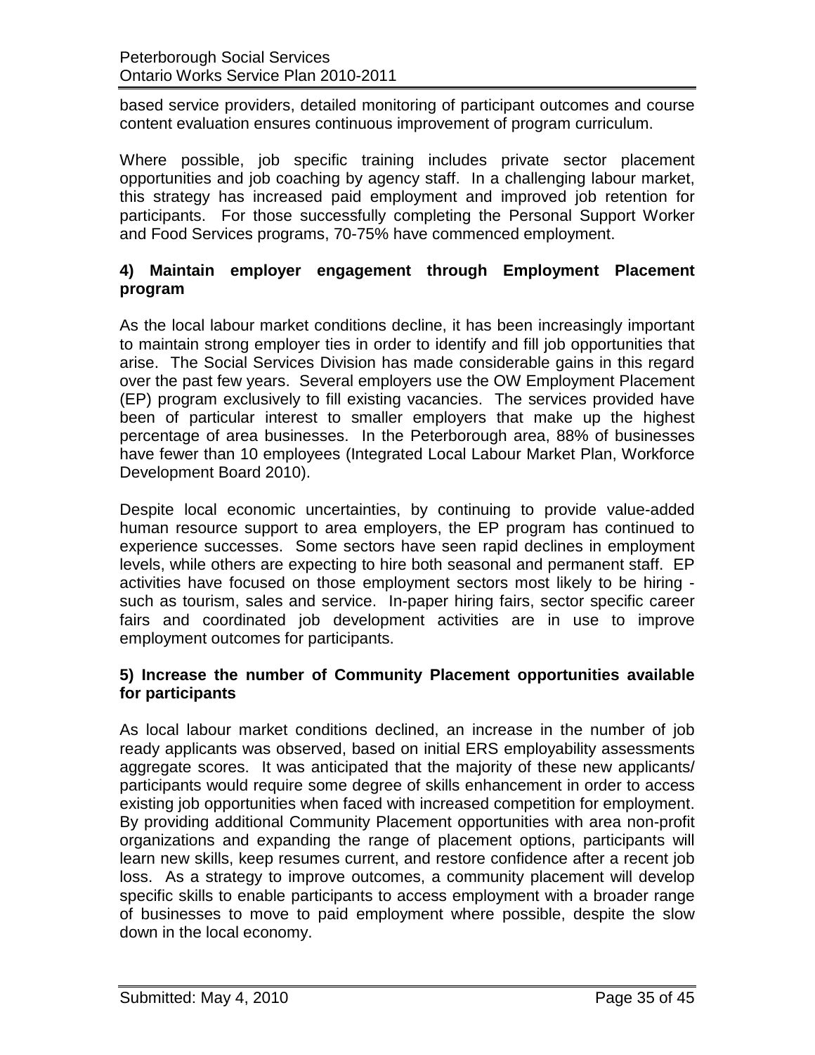based service providers, detailed monitoring of participant outcomes and course content evaluation ensures continuous improvement of program curriculum.

Where possible, job specific training includes private sector placement opportunities and job coaching by agency staff. In a challenging labour market, this strategy has increased paid employment and improved job retention for participants. For those successfully completing the Personal Support Worker and Food Services programs, 70-75% have commenced employment.

**4) Maintain employer engagement through Employment Placement program**

As the local labour market conditions decline, it has been increasingly important to maintain strong employer ties in order to identify and fill job opportunities that arise. The Social Services Division has made considerable gains in this regard over the past few years. Several employers use the OW Employment Placement (EP) program exclusively to fill existing vacancies. The services provided have been of particular interest to smaller employers that make up the highest percentage of area businesses. In the Peterborough area, 88% of businesses have fewer than 10 employees (Integrated Local Labour Market Plan, Workforce Development Board 2010).

Despite local economic uncertainties, by continuing to provide value-added human resource support to area employers, the EP program has continued to experience successes. Some sectors have seen rapid declines in employment levels, while others are expecting to hire both seasonal and permanent staff. EP activities have focused on those employment sectors most likely to be hiring - such as tourism, sales and service. In-paper hiring fairs, sector specific career fairs and coordinated job development activities are in use to improve employment outcomes for participants.

**5) Increase the number of Community Placement opportunities available for participants**

As local labour market conditions declined, an increase in the number of job ready applicants was observed, based on initial ERS employability assessments aggregate scores. It was anticipated that the majority of these new applicants/ participants would require some degree of skills enhancement in order to access existing job opportunities when faced with increased competition for employment. By providing additional Community Placement opportunities with area non-profit organizations and expanding the range of placement options, participants will learn new skills, keep resumes current, and restore confidence after a recent job loss. As a strategy to improve outcomes, a community placement will develop specific skills to enable participants to access employment with a broader range of businesses to move to paid employment where possible, despite the slow down in the local economy.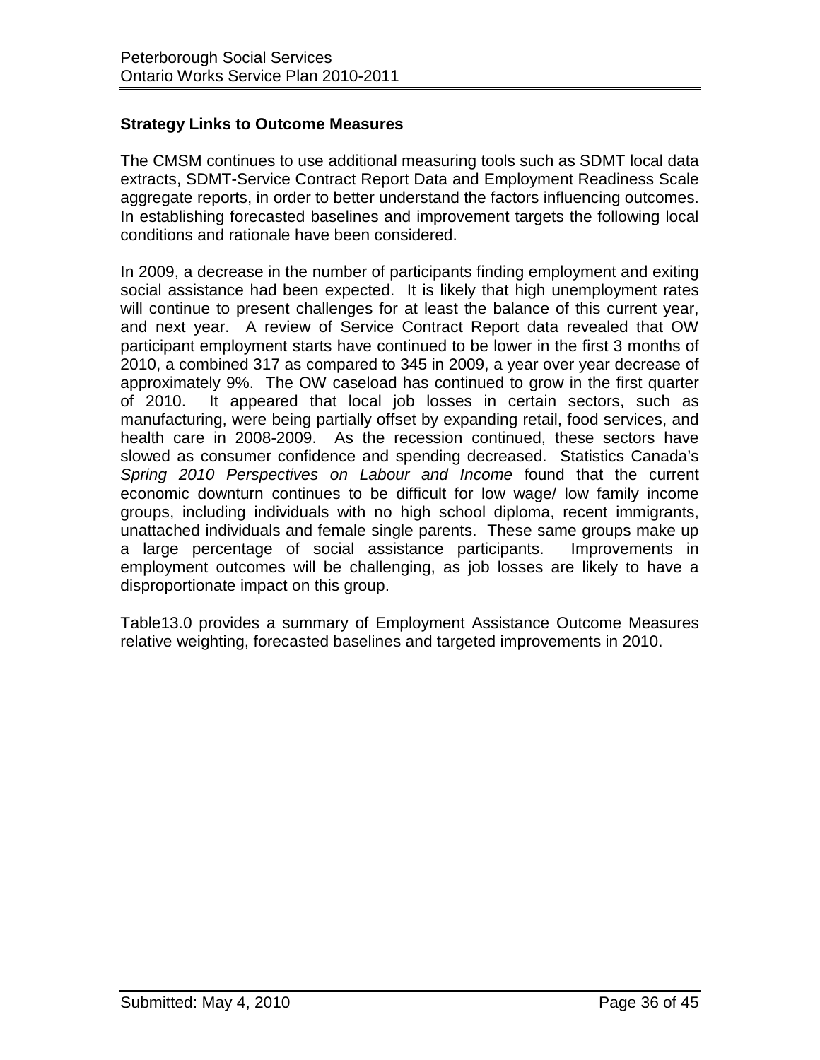**Strategy Links to Outcome Measures**

The CMSM continues to use additional measuring tools such as SDMT local data extracts, SDMT-Service Contract Report Data and Employment Readiness Scale aggregate reports, in order to better understand the factors influencing outcomes. In establishing forecasted baselines and improvement targets the following local conditions and rationale have been considered.

In 2009, a decrease in the number of participants finding employment and exiting social assistance had been expected. It is likely that high unemployment rates will continue to present challenges for at least the balance of this current year, and next year. A review of Service Contract Report data revealed that OW participant employment starts have continued to be lower in the first 3 months of 2010, a combined 317 as compared to 345 in 2009, a year over year decrease of approximately 9%. The OW caseload has continued to grow in the first quarter of 2010. It appeared that local job losses in certain sectors, such as manufacturing, were being partially offset by expanding retail, food services, and health care in 2008-2009. As the recession continued, these sectors have slowed as consumer confidence and spending decreased. Statistics Canada's *Spring 2010 Perspectives on Labour and Income* found that the current economic downturn continues to be difficult for low wage/ low family income groups, including individuals with no high school diploma, recent immigrants, unattached individuals and female single parents. These same groups make up a large percentage of social assistance participants. Improvements in employment outcomes will be challenging, as job losses are likely to have a disproportionate impact on this group.

Table13.0 provides a summary of Employment Assistance Outcome Measures relative weighting, forecasted baselines and targeted improvements in 2010.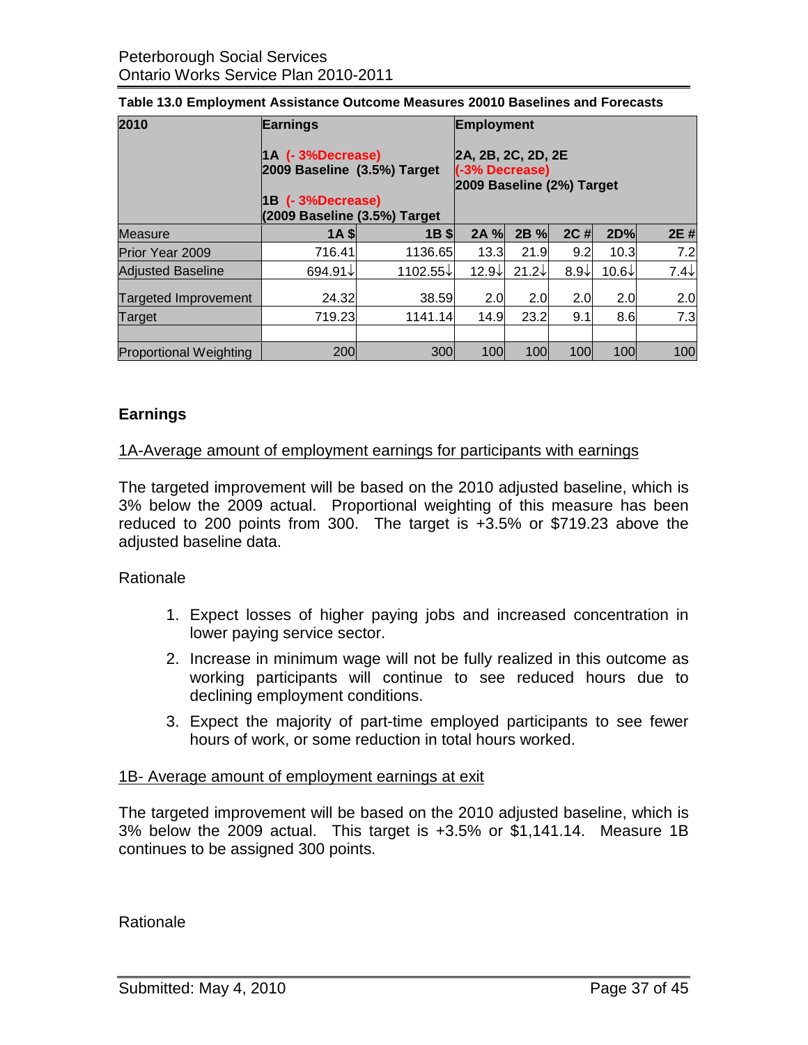**Table 13.0 Employment Assistance Outcome Measures 20010 Baselines and Forecasts**

| 2010 | Earnings<br><br>1A (- 3%Decrease)<br>2009 Baseline (3.5%) Target<br><br>1B (- 3%Decrease)<br>(2009 Baseline (3.5%) Target | | Employment<br><br>2A, 2B, 2C, 2D, 2E<br>(-3% Decrease)<br>2009 Baseline (2%) Target | | | | |
|---|---|---|---|---|---|---|---|
| Measure | 1A $ | 1B $ | 2A % | 2B % | 2C # | 2D% | 2E # |
| Prior Year 2009 | 716.41 | 1136.65 | 13.3 | 21.9 | 9.2 | 10.3 | 7.2 |
| Adjusted Baseline | 694.91↓ | 1102.55↓ | 12.9↓ | 21.2↓ | 8.9↓ | 10.6↓ | 7.4↓ |
| Targeted Improvement | 24.32 | 38.59 | 2.0 | 2.0 | 2.0 | 2.0 | 2.0 |
| Target | 719.23 | 1141.14 | 14.9 | 23.2 | 9.1 | 8.6 | 7.3 |
| | | | | | | | |
| Proportional Weighting | 200 | 300 | 100 | 100 | 100 | 100 | 100 |

## Earnings

1A-Average amount of employment earnings for participants with earnings

The targeted improvement will be based on the 2010 adjusted baseline, which is 3% below the 2009 actual. Proportional weighting of this measure has been reduced to 200 points from 300. The target is +3.5% or $719.23 above the adjusted baseline data.

Rationale

1. Expect losses of higher paying jobs and increased concentration in lower paying service sector.
2. Increase in minimum wage will not be fully realized in this outcome as working participants will continue to see reduced hours due to declining employment conditions.
3. Expect the majority of part-time employed participants to see fewer hours of work, or some reduction in total hours worked.

1B- Average amount of employment earnings at exit

The targeted improvement will be based on the 2010 adjusted baseline, which is 3% below the 2009 actual. This target is +3.5% or $1,141.14. Measure 1B continues to be assigned 300 points.

Rationale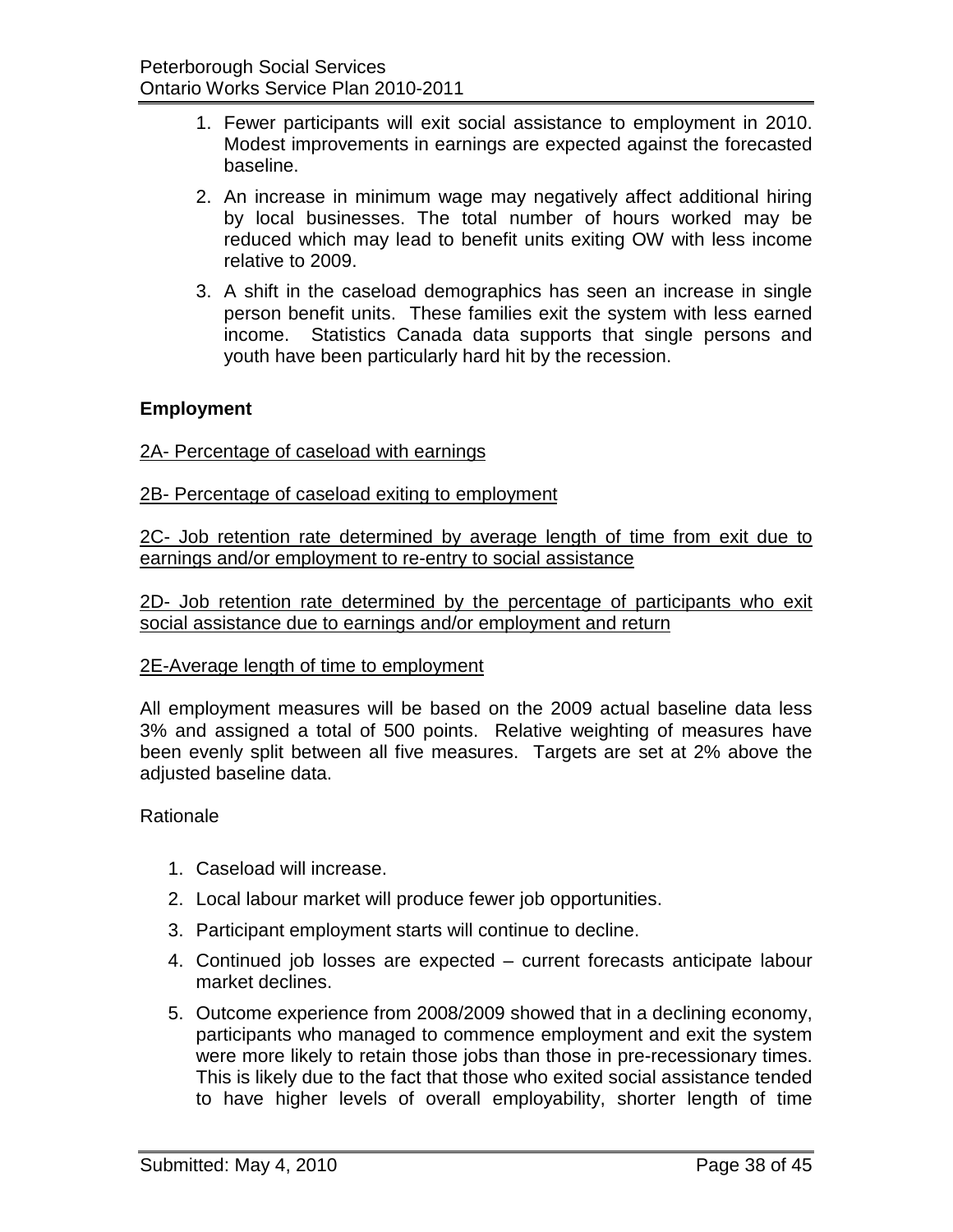1. Fewer participants will exit social assistance to employment in 2010. Modest improvements in earnings are expected against the forecasted baseline.
2. An increase in minimum wage may negatively affect additional hiring by local businesses. The total number of hours worked may be reduced which may lead to benefit units exiting OW with less income relative to 2009.
3. A shift in the caseload demographics has seen an increase in single person benefit units. These families exit the system with less earned income. Statistics Canada data supports that single persons and youth have been particularly hard hit by the recession.

**Employment**

<u>2A- Percentage of caseload with earnings</u>

<u>2B- Percentage of caseload exiting to employment</u>

<u>2C- Job retention rate determined by average length of time from exit due to earnings and/or employment to re-entry to social assistance</u>

<u>2D- Job retention rate determined by the percentage of participants who exit social assistance due to earnings and/or employment and return</u>

<u>2E-Average length of time to employment</u>

All employment measures will be based on the 2009 actual baseline data less 3% and assigned a total of 500 points. Relative weighting of measures have been evenly split between all five measures. Targets are set at 2% above the adjusted baseline data.

Rationale

1. Caseload will increase.
2. Local labour market will produce fewer job opportunities.
3. Participant employment starts will continue to decline.
4. Continued job losses are expected – current forecasts anticipate labour market declines.
5. Outcome experience from 2008/2009 showed that in a declining economy, participants who managed to commence employment and exit the system were more likely to retain those jobs than those in pre-recessionary times. This is likely due to the fact that those who exited social assistance tended to have higher levels of overall employability, shorter length of time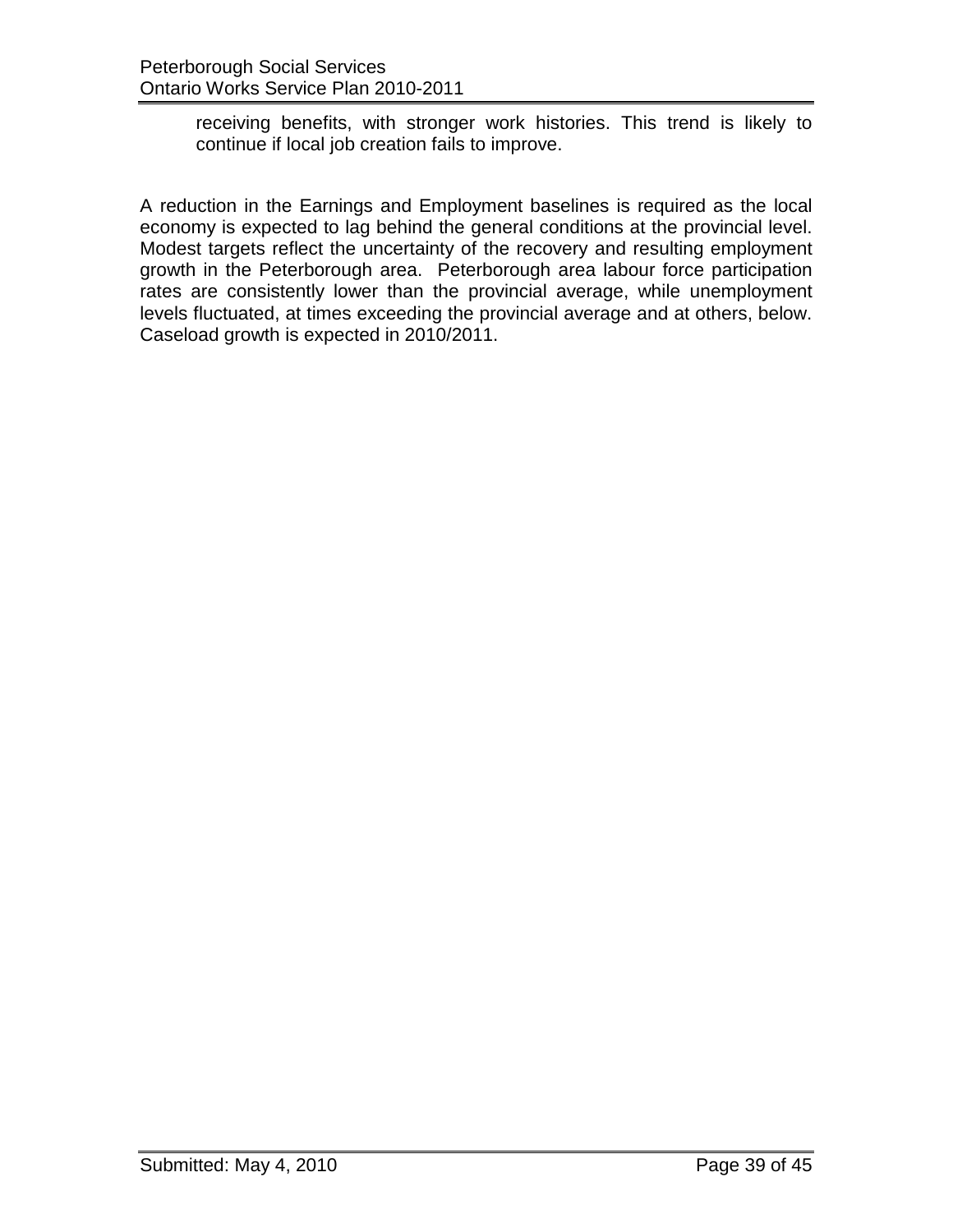receiving benefits, with stronger work histories. This trend is likely to continue if local job creation fails to improve.

A reduction in the Earnings and Employment baselines is required as the local economy is expected to lag behind the general conditions at the provincial level. Modest targets reflect the uncertainty of the recovery and resulting employment growth in the Peterborough area. Peterborough area labour force participation rates are consistently lower than the provincial average, while unemployment levels fluctuated, at times exceeding the provincial average and at others, below. Caseload growth is expected in 2010/2011.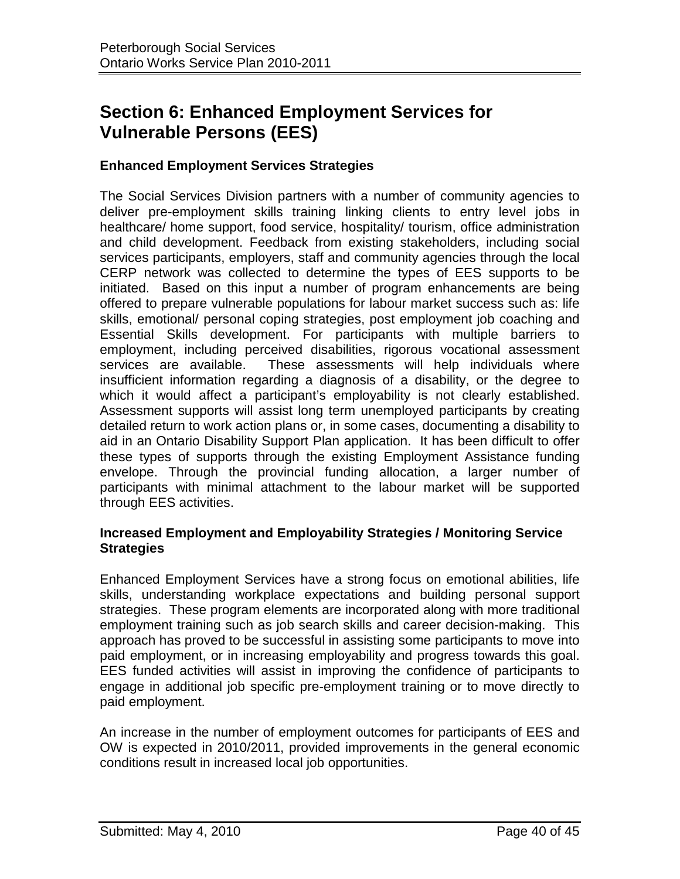## Section 6: Enhanced Employment Services for Vulnerable Persons (EES)

### Enhanced Employment Services Strategies

The Social Services Division partners with a number of community agencies to deliver pre-employment skills training linking clients to entry level jobs in healthcare/ home support, food service, hospitality/ tourism, office administration and child development. Feedback from existing stakeholders, including social services participants, employers, staff and community agencies through the local CERP network was collected to determine the types of EES supports to be initiated. Based on this input a number of program enhancements are being offered to prepare vulnerable populations for labour market success such as: life skills, emotional/ personal coping strategies, post employment job coaching and Essential Skills development. For participants with multiple barriers to employment, including perceived disabilities, rigorous vocational assessment services are available. These assessments will help individuals where insufficient information regarding a diagnosis of a disability, or the degree to which it would affect a participant's employability is not clearly established. Assessment supports will assist long term unemployed participants by creating detailed return to work action plans or, in some cases, documenting a disability to aid in an Ontario Disability Support Plan application. It has been difficult to offer these types of supports through the existing Employment Assistance funding envelope. Through the provincial funding allocation, a larger number of participants with minimal attachment to the labour market will be supported through EES activities.

### Increased Employment and Employability Strategies / Monitoring Service Strategies

Enhanced Employment Services have a strong focus on emotional abilities, life skills, understanding workplace expectations and building personal support strategies. These program elements are incorporated along with more traditional employment training such as job search skills and career decision-making. This approach has proved to be successful in assisting some participants to move into paid employment, or in increasing employability and progress towards this goal. EES funded activities will assist in improving the confidence of participants to engage in additional job specific pre-employment training or to move directly to paid employment.

An increase in the number of employment outcomes for participants of EES and OW is expected in 2010/2011, provided improvements in the general economic conditions result in increased local job opportunities.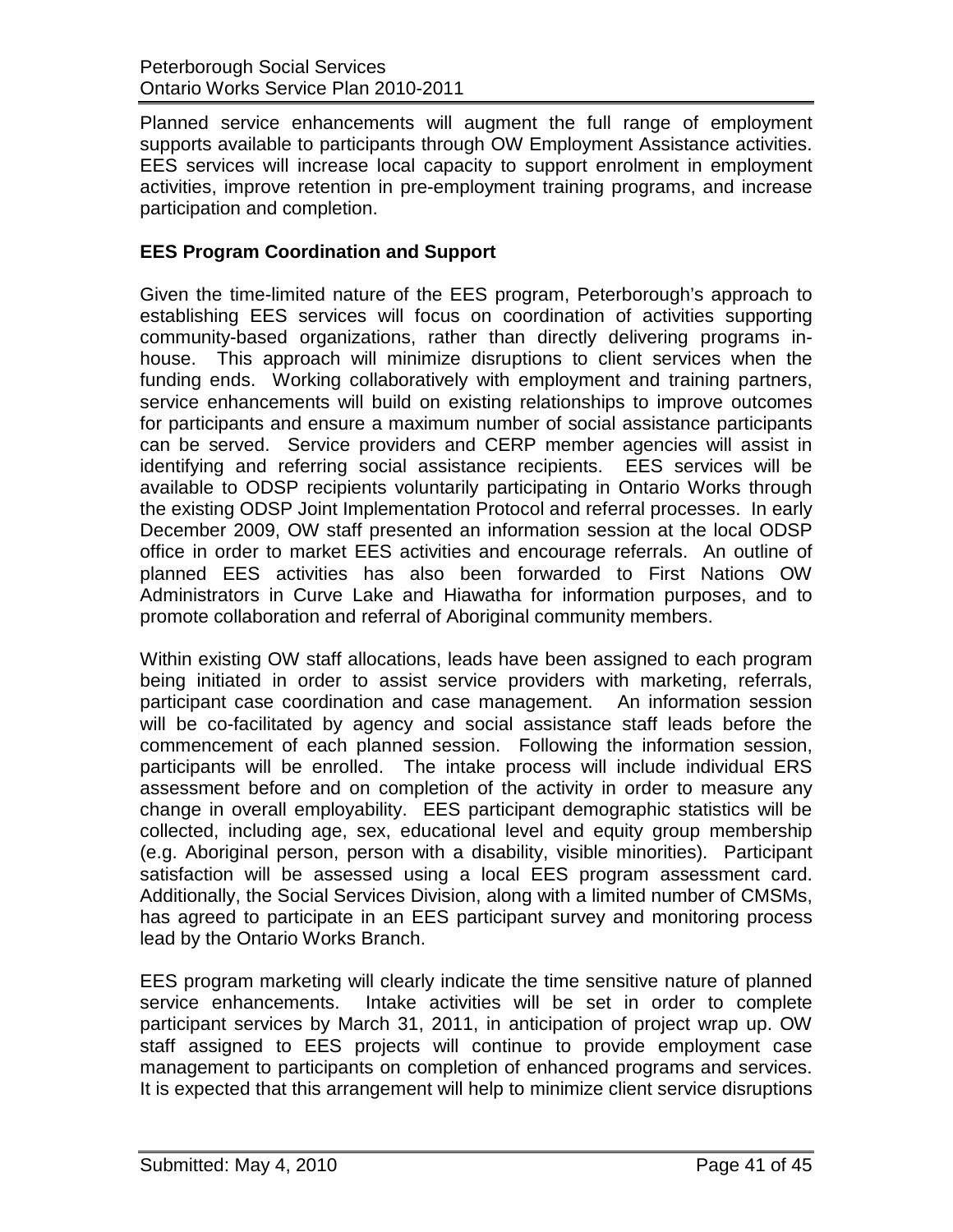Planned service enhancements will augment the full range of employment supports available to participants through OW Employment Assistance activities. EES services will increase local capacity to support enrolment in employment activities, improve retention in pre-employment training programs, and increase participation and completion.

**EES Program Coordination and Support**

Given the time-limited nature of the EES program, Peterborough's approach to establishing EES services will focus on coordination of activities supporting community-based organizations, rather than directly delivering programs in-house. This approach will minimize disruptions to client services when the funding ends. Working collaboratively with employment and training partners, service enhancements will build on existing relationships to improve outcomes for participants and ensure a maximum number of social assistance participants can be served. Service providers and CERP member agencies will assist in identifying and referring social assistance recipients. EES services will be available to ODSP recipients voluntarily participating in Ontario Works through the existing ODSP Joint Implementation Protocol and referral processes. In early December 2009, OW staff presented an information session at the local ODSP office in order to market EES activities and encourage referrals. An outline of planned EES activities has also been forwarded to First Nations OW Administrators in Curve Lake and Hiawatha for information purposes, and to promote collaboration and referral of Aboriginal community members.

Within existing OW staff allocations, leads have been assigned to each program being initiated in order to assist service providers with marketing, referrals, participant case coordination and case management. An information session will be co-facilitated by agency and social assistance staff leads before the commencement of each planned session. Following the information session, participants will be enrolled. The intake process will include individual ERS assessment before and on completion of the activity in order to measure any change in overall employability. EES participant demographic statistics will be collected, including age, sex, educational level and equity group membership (e.g. Aboriginal person, person with a disability, visible minorities). Participant satisfaction will be assessed using a local EES program assessment card. Additionally, the Social Services Division, along with a limited number of CMSMs, has agreed to participate in an EES participant survey and monitoring process lead by the Ontario Works Branch.

EES program marketing will clearly indicate the time sensitive nature of planned service enhancements. Intake activities will be set in order to complete participant services by March 31, 2011, in anticipation of project wrap up. OW staff assigned to EES projects will continue to provide employment case management to participants on completion of enhanced programs and services. It is expected that this arrangement will help to minimize client service disruptions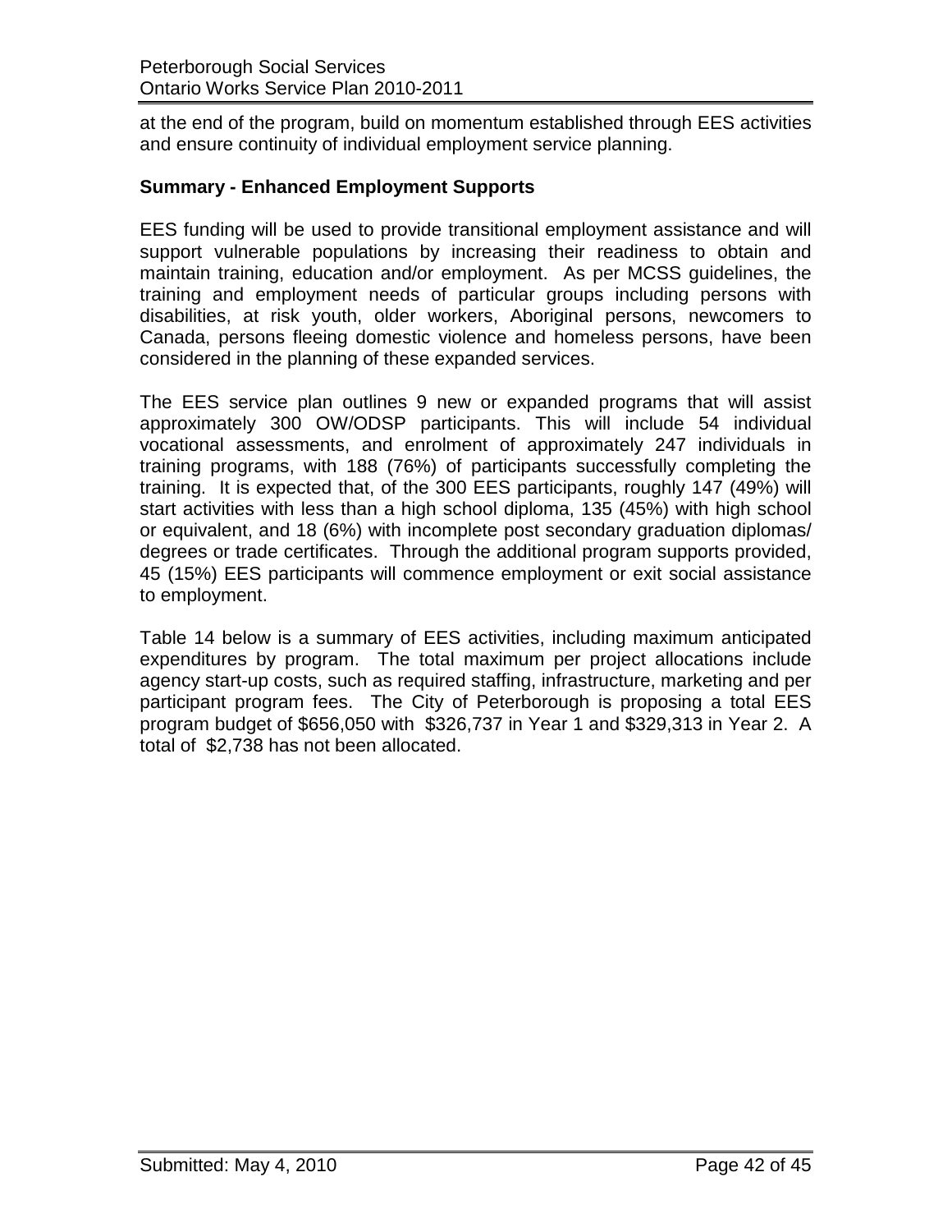at the end of the program, build on momentum established through EES activities and ensure continuity of individual employment service planning.

**Summary - Enhanced Employment Supports**

EES funding will be used to provide transitional employment assistance and will support vulnerable populations by increasing their readiness to obtain and maintain training, education and/or employment. As per MCSS guidelines, the training and employment needs of particular groups including persons with disabilities, at risk youth, older workers, Aboriginal persons, newcomers to Canada, persons fleeing domestic violence and homeless persons, have been considered in the planning of these expanded services.

The EES service plan outlines 9 new or expanded programs that will assist approximately 300 OW/ODSP participants. This will include 54 individual vocational assessments, and enrolment of approximately 247 individuals in training programs, with 188 (76%) of participants successfully completing the training. It is expected that, of the 300 EES participants, roughly 147 (49%) will start activities with less than a high school diploma, 135 (45%) with high school or equivalent, and 18 (6%) with incomplete post secondary graduation diplomas/ degrees or trade certificates. Through the additional program supports provided, 45 (15%) EES participants will commence employment or exit social assistance to employment.

Table 14 below is a summary of EES activities, including maximum anticipated expenditures by program. The total maximum per project allocations include agency start-up costs, such as required staffing, infrastructure, marketing and per participant program fees. The City of Peterborough is proposing a total EES program budget of $656,050 with $326,737 in Year 1 and $329,313 in Year 2. A total of $2,738 has not been allocated.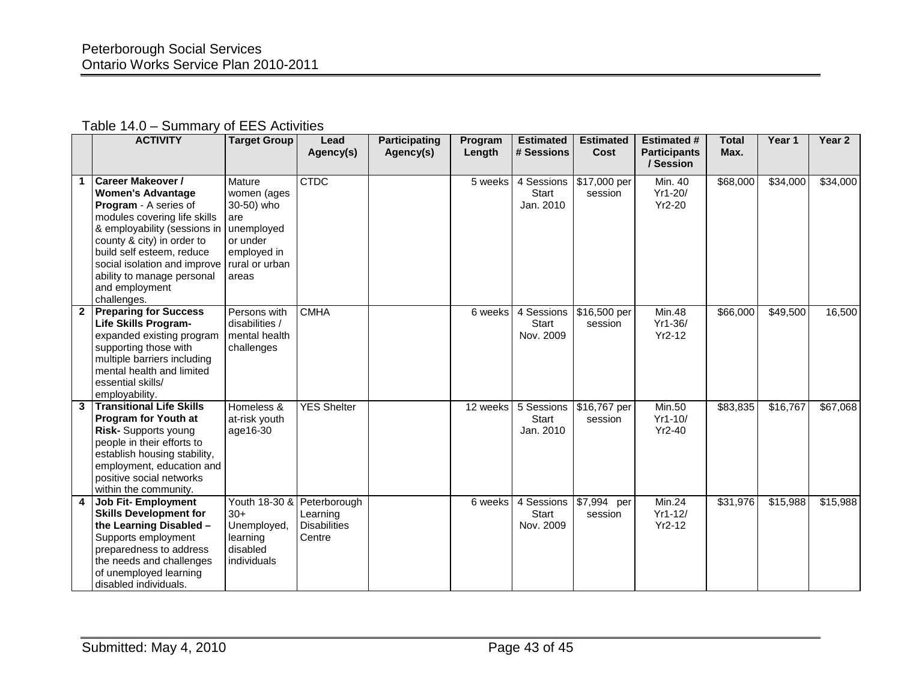Table 14.0 – Summary of EES Activities

| | ACTIVITY | Target Group | Lead Agency(s) | Participating Agency(s) | Program Length | Estimated # Sessions | Estimated Cost | Estimated # Participants / Session | Total Max. | Year 1 | Year 2 |
|---|---|---|---|---|---|---|---|---|---|---|---|
| 1 | **Career Makeover / Women's Advantage Program** - A series of modules covering life skills & employability (sessions in county & city) in order to build self esteem, reduce social isolation and improve ability to manage personal and employment challenges. | Mature women (ages 30-50) who are unemployed or under employed in rural or urban areas | CTDC | | 5 weeks | 4 Sessions Start Jan. 2010 | $17,000 per session | Min. 40 Yr1-20/ Yr2-20 | $68,000 | $34,000 | $34,000 |
| 2 | **Preparing for Success Life Skills Program-** expanded existing program supporting those with multiple barriers including mental health and limited essential skills/ employability. | Persons with disabilities / mental health challenges | CMHA | | 6 weeks | 4 Sessions Start Nov. 2009 | $16,500 per session | Min.48 Yr1-36/ Yr2-12 | $66,000 | $49,500 | 16,500 |
| 3 | **Transitional Life Skills Program for Youth at Risk-** Supports young people in their efforts to establish housing stability, employment, education and positive social networks within the community. | Homeless & at-risk youth age16-30 | YES Shelter | | 12 weeks | 5 Sessions Start Jan. 2010 | $16,767 per session | Min.50 Yr1-10/ Yr2-40 | $83,835 | $16,767 | $67,068 |
| 4 | **Job Fit- Employment Skills Development for the Learning Disabled –** Supports employment preparedness to address the needs and challenges of unemployed learning disabled individuals. | Youth 18-30 & 30+ Unemployed, learning disabled individuals | Peterborough Learning Disabilities Centre | | 6 weeks | 4 Sessions Start Nov. 2009 | $7,994 per session | Min.24 Yr1-12/ Yr2-12 | $31,976 | $15,988 | $15,988 |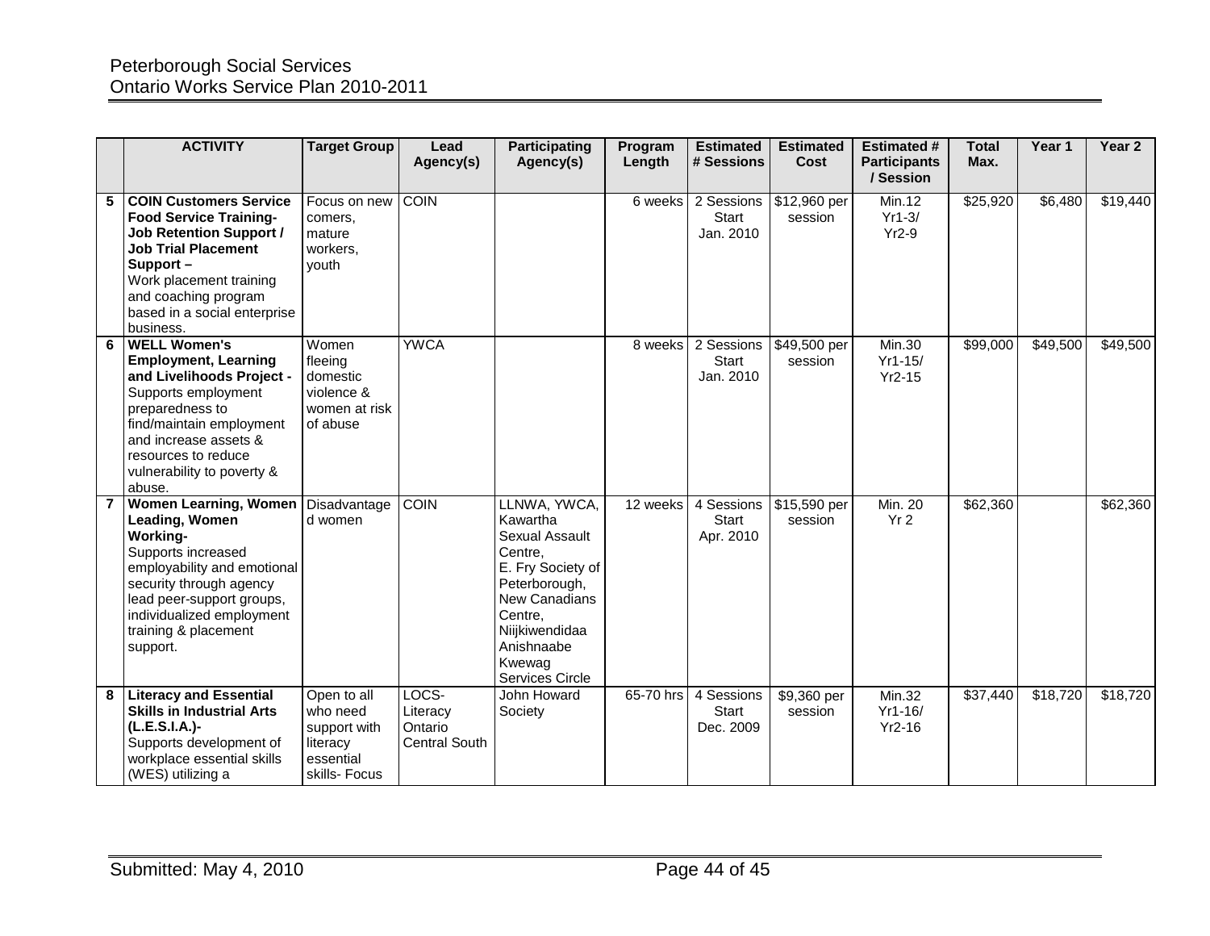| | ACTIVITY | Target Group | Lead Agency(s) | Participating Agency(s) | Program Length | Estimated # Sessions | Estimated Cost | Estimated # Participants / Session | Total Max. | Year 1 | Year 2 |
|---|---|---|---|---|---|---|---|---|---|---|---|
| 5 | **COIN Customers Service Food Service Training- Job Retention Support / Job Trial Placement Support –** Work placement training and coaching program based in a social enterprise business. | Focus on new comers, mature workers, youth | COIN | | 6 weeks | 2 Sessions Start Jan. 2010 | $12,960 per session | Min.12 Yr1-3/ Yr2-9 | $25,920 | $6,480 | $19,440 |
| 6 | **WELL Women's Employment, Learning and Livelihoods Project -** Supports employment preparedness to find/maintain employment and increase assets & resources to reduce vulnerability to poverty & abuse. | Women fleeing domestic violence & women at risk of abuse | YWCA | | 8 weeks | 2 Sessions Start Jan. 2010 | $49,500 per session | Min.30 Yr1-15/ Yr2-15 | $99,000 | $49,500 | $49,500 |
| 7 | **Women Learning, Women Leading, Women Working-** Supports increased employability and emotional security through agency lead peer-support groups, individualized employment training & placement support. | Disadvantaged women | COIN | LLNWA, YWCA, Kawartha Sexual Assault Centre, E. Fry Society of Peterborough, New Canadians Centre, Niijkiwendidaa Anishnaabe Kwewag Services Circle | 12 weeks | 4 Sessions Start Apr. 2010 | $15,590 per session | Min. 20 Yr 2 | $62,360 | | $62,360 |
| 8 | **Literacy and Essential Skills in Industrial Arts (L.E.S.I.A.)-** Supports development of workplace essential skills (WES) utilizing a | Open to all who need support with literacy essential skills- Focus | LOCS- Literacy Ontario Central South | John Howard Society | 65-70 hrs | 4 Sessions Start Dec. 2009 | $9,360 per session | Min.32 Yr1-16/ Yr2-16 | $37,440 | $18,720 | $18,720 |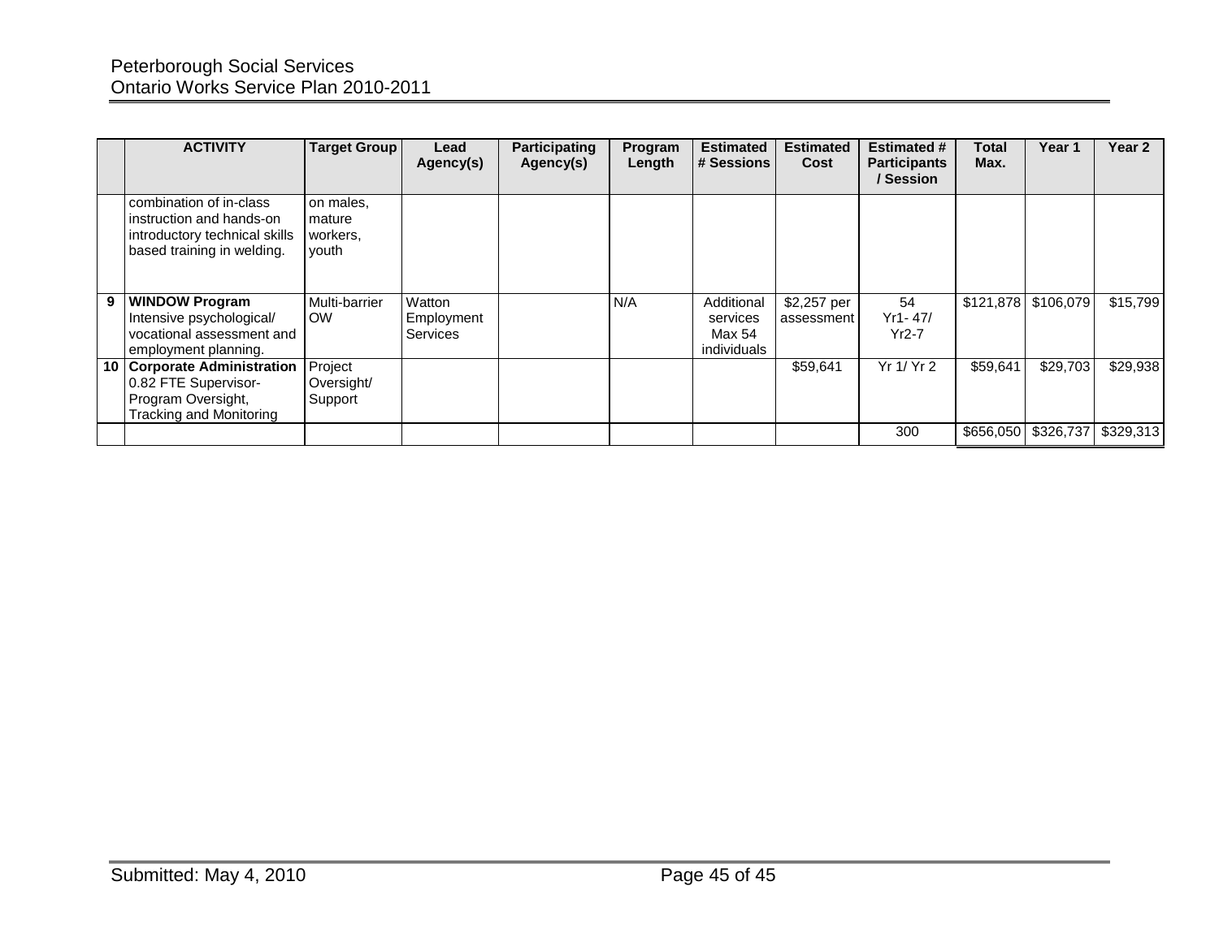| | ACTIVITY | Target Group | Lead Agency(s) | Participating Agency(s) | Program Length | Estimated # Sessions | Estimated Cost | Estimated # Participants / Session | Total Max. | Year 1 | Year 2 |
|---|---|---|---|---|---|---|---|---|---|---|---|
| | combination of in-class instruction and hands-on introductory technical skills based training in welding. | on males, mature workers, youth | | | | | | | | | |
| 9 | **WINDOW Program** Intensive psychological/ vocational assessment and employment planning. | Multi-barrier OW | Watton Employment Services | | N/A | Additional services Max 54 individuals | $2,257 per assessment | 54 Yr1- 47/ Yr2-7 | $121,878 | $106,079 | $15,799 |
| 10 | **Corporate Administration** 0.82 FTE Supervisor- Program Oversight, Tracking and Monitoring | Project Oversight/ Support | | | | | $59,641 | Yr 1/ Yr 2 | $59,641 | $29,703 | $29,938 |
| | | | | | | | | 300 | $656,050 | $326,737 | $329,313 |